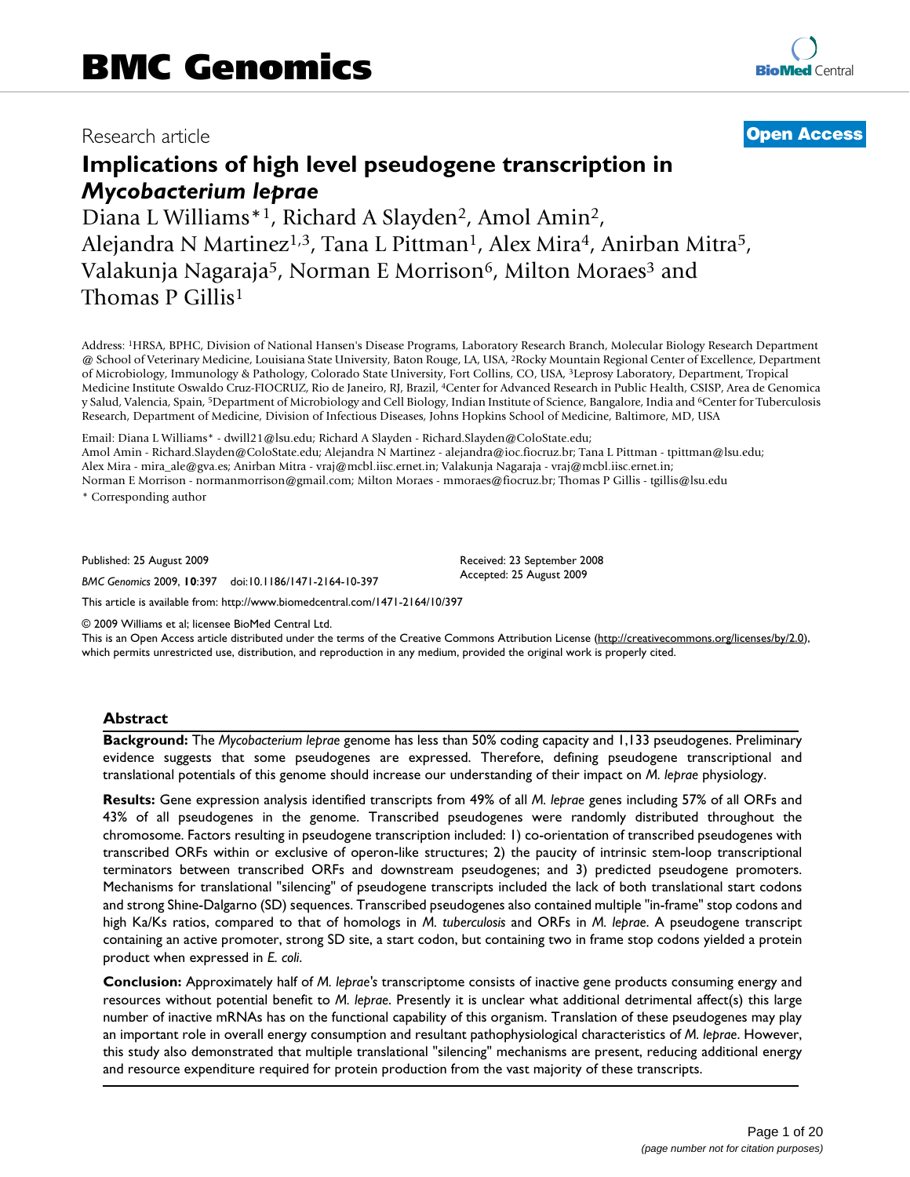# BMC Genomics

Research article

**Open Access**

# Implications of high level pseudogene transcription in *Mycobacterium leprae*

Diana L Williams*[1], Richard A Slayden[2], Amol Amin[2], Alejandra N Martinez[1,3], Tana L Pittman[1], Alex Mira[4], Anirban Mitra[5], Valakunja Nagaraja[5], Norman E Morrison[6], Milton Moraes[3] and Thomas P Gillis[1]

Address: [1]HRSA, BPHC, Division of National Hansen's Disease Programs, Laboratory Research Branch, Molecular Biology Research Department @ School of Veterinary Medicine, Louisiana State University, Baton Rouge, LA, USA, [2]Rocky Mountain Regional Center of Excellence, Department of Microbiology, Immunology & Pathology, Colorado State University, Fort Collins, CO, USA, [3]Leprosy Laboratory, Department, Tropical Medicine Institute Oswaldo Cruz-FIOCRUZ, Rio de Janeiro, RJ, Brazil, [4]Center for Advanced Research in Public Health, CSISP, Area de Genomica y Salud, Valencia, Spain, [5]Department of Microbiology and Cell Biology, Indian Institute of Science, Bangalore, India and [6]Center for Tuberculosis Research, Department of Medicine, Division of Infectious Diseases, Johns Hopkins School of Medicine, Baltimore, MD, USA

Email: Diana L Williams* - dwill21@lsu.edu; Richard A Slayden - Richard.Slayden@ColoState.edu; Amol Amin - Richard.Slayden@ColoState.edu; Alejandra N Martinez - alejandra@ioc.fiocruz.br; Tana L Pittman - tpittman@lsu.edu; Alex Mira - mira_ale@gva.es; Anirban Mitra - vraj@mcbl.iisc.ernet.in; Valakunja Nagaraja - vraj@mcbl.iisc.ernet.in; Norman E Morrison - normanmorrison@gmail.com; Milton Moraes - mmoraes@fiocruz.br; Thomas P Gillis - tgillis@lsu.edu

\* Corresponding author

Published: 25 August 2009

*BMC Genomics* 2009, **10**:397 doi:10.1186/1471-2164-10-397

Received: 23 September 2008
Accepted: 25 August 2009

This article is available from: http://www.biomedcentral.com/1471-2164/10/397

© 2009 Williams et al; licensee BioMed Central Ltd.
This is an Open Access article distributed under the terms of the Creative Commons Attribution License (http://creativecommons.org/licenses/by/2.0), which permits unrestricted use, distribution, and reproduction in any medium, provided the original work is properly cited.

## Abstract

**Background:** The *Mycobacterium leprae* genome has less than 50% coding capacity and 1,133 pseudogenes. Preliminary evidence suggests that some pseudogenes are expressed. Therefore, defining pseudogene transcriptional and translational potentials of this genome should increase our understanding of their impact on *M. leprae* physiology.

**Results:** Gene expression analysis identified transcripts from 49% of all *M. leprae* genes including 57% of all ORFs and 43% of all pseudogenes in the genome. Transcribed pseudogenes were randomly distributed throughout the chromosome. Factors resulting in pseudogene transcription included: 1) co-orientation of transcribed pseudogenes with transcribed ORFs within or exclusive of operon-like structures; 2) the paucity of intrinsic stem-loop transcriptional terminators between transcribed ORFs and downstream pseudogenes; and 3) predicted pseudogene promoters. Mechanisms for translational "silencing" of pseudogene transcripts included the lack of both translational start codons and strong Shine-Dalgarno (SD) sequences. Transcribed pseudogenes also contained multiple "in-frame" stop codons and high Ka/Ks ratios, compared to that of homologs in *M. tuberculosis* and ORFs in *M. leprae*. A pseudogene transcript containing an active promoter, strong SD site, a start codon, but containing two in frame stop codons yielded a protein product when expressed in *E. coli*.

**Conclusion:** Approximately half of *M. leprae's* transcriptome consists of inactive gene products consuming energy and resources without potential benefit to *M. leprae*. Presently it is unclear what additional detrimental affect(s) this large number of inactive mRNAs has on the functional capability of this organism. Translation of these pseudogenes may play an important role in overall energy consumption and resultant pathophysiological characteristics of *M. leprae*. However, this study also demonstrated that multiple translational "silencing" mechanisms are present, reducing additional energy and resource expenditure required for protein production from the vast majority of these transcripts.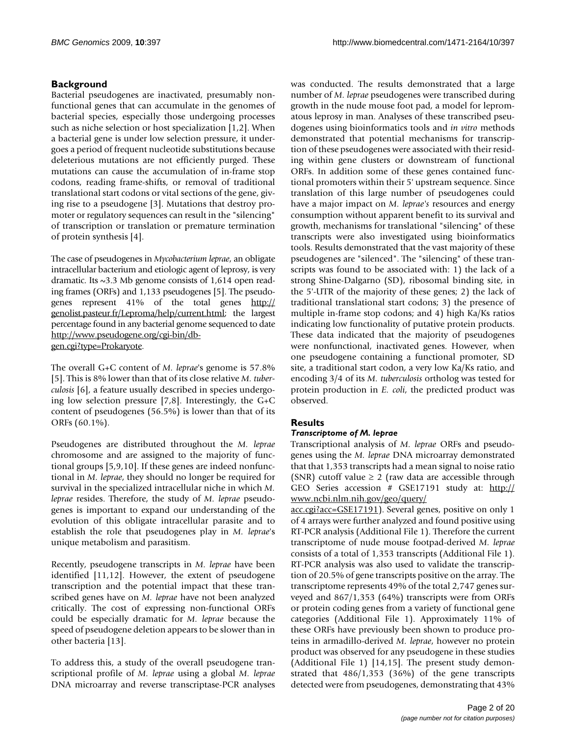## Background

Bacterial pseudogenes are inactivated, presumably non-functional genes that can accumulate in the genomes of bacterial species, especially those undergoing processes such as niche selection or host specialization [1,2]. When a bacterial gene is under low selection pressure, it undergoes a period of frequent nucleotide substitutions because deleterious mutations are not efficiently purged. These mutations can cause the accumulation of in-frame stop codons, reading frame-shifts, or removal of traditional translational start codons or vital sections of the gene, giving rise to a pseudogene [3]. Mutations that destroy promoter or regulatory sequences can result in the "silencing" of transcription or translation or premature termination of protein synthesis [4].

The case of pseudogenes in *Mycobacterium leprae*, an obligate intracellular bacterium and etiologic agent of leprosy, is very dramatic. Its ~3.3 Mb genome consists of 1,614 open reading frames (ORFs) and 1,133 pseudogenes [5]. The pseudogenes represent 41% of the total genes http://genolist.pasteur.fr/Leproma/help/current.html; the largest percentage found in any bacterial genome sequenced to date http://www.pseudogene.org/cgi-bin/db-gen.cgi?type=Prokaryote.

The overall G+C content of *M. leprae*'s genome is 57.8% [5]. This is 8% lower than that of its close relative *M. tuberculosis* [6], a feature usually described in species undergoing low selection pressure [7,8]. Interestingly, the G+C content of pseudogenes (56.5%) is lower than that of its ORFs (60.1%).

Pseudogenes are distributed throughout the *M. leprae* chromosome and are assigned to the majority of functional groups [5,9,10]. If these genes are indeed nonfunctional in *M. leprae*, they should no longer be required for survival in the specialized intracellular niche in which *M. leprae* resides. Therefore, the study of *M. leprae* pseudogenes is important to expand our understanding of the evolution of this obligate intracellular parasite and to establish the role that pseudogenes play in *M. leprae*'s unique metabolism and parasitism.

Recently, pseudogene transcripts in *M. leprae* have been identified [11,12]. However, the extent of pseudogene transcription and the potential impact that these transcribed genes have on *M. leprae* have not been analyzed critically. The cost of expressing non-functional ORFs could be especially dramatic for *M. leprae* because the speed of pseudogene deletion appears to be slower than in other bacteria [13].

To address this, a study of the overall pseudogene transcriptional profile of *M. leprae* using a global *M. leprae* DNA microarray and reverse transcriptase-PCR analyses was conducted. The results demonstrated that a large number of *M. leprae* pseudogenes were transcribed during growth in the nude mouse foot pad, a model for lepromatous leprosy in man. Analyses of these transcribed pseudogenes using bioinformatics tools and *in vitro* methods demonstrated that potential mechanisms for transcription of these pseudogenes were associated with their residing within gene clusters or downstream of functional ORFs. In addition some of these genes contained functional promoters within their 5' upstream sequence. Since translation of this large number of pseudogenes could have a major impact on *M. leprae's* resources and energy consumption without apparent benefit to its survival and growth, mechanisms for translational "silencing" of these transcripts were also investigated using bioinformatics tools. Results demonstrated that the vast majority of these pseudogenes are "silenced". The "silencing" of these transcripts was found to be associated with: 1) the lack of a strong Shine-Dalgarno (SD), ribosomal binding site, in the 5'-UTR of the majority of these genes; 2) the lack of traditional translational start codons; 3) the presence of multiple in-frame stop codons; and 4) high Ka/Ks ratios indicating low functionality of putative protein products. These data indicated that the majority of pseudogenes were nonfunctional, inactivated genes. However, when one pseudogene containing a functional promoter, SD site, a traditional start codon, a very low Ka/Ks ratio, and encoding 3/4 of its *M. tuberculosis* ortholog was tested for protein production in *E. coli*, the predicted product was observed.

## Results

### *Transcriptome of M. leprae*

Transcriptional analysis of *M. leprae* ORFs and pseudogenes using the *M. leprae* DNA microarray demonstrated that that 1,353 transcripts had a mean signal to noise ratio (SNR) cutoff value ≥ 2 (raw data are accessible through GEO Series accession # GSE17191 study at: http://www.ncbi.nlm.nih.gov/geo/query/acc.cgi?acc=GSE17191). Several genes, positive on only 1 of 4 arrays were further analyzed and found positive using RT-PCR analysis (Additional File 1). Therefore the current transcriptome of nude mouse footpad-derived *M. leprae* consists of a total of 1,353 transcripts (Additional File 1). RT-PCR analysis was also used to validate the transcription of 20.5% of gene transcripts positive on the array. The transcriptome represents 49% of the total 2,747 genes surveyed and 867/1,353 (64%) transcripts were from ORFs or protein coding genes from a variety of functional gene categories (Additional File 1). Approximately 11% of these ORFs have previously been shown to produce proteins in armadillo-derived *M. leprae*, however no protein product was observed for any pseudogene in these studies (Additional File 1) [14,15]. The present study demonstrated that 486/1,353 (36%) of the gene transcripts detected were from pseudogenes, demonstrating that 43%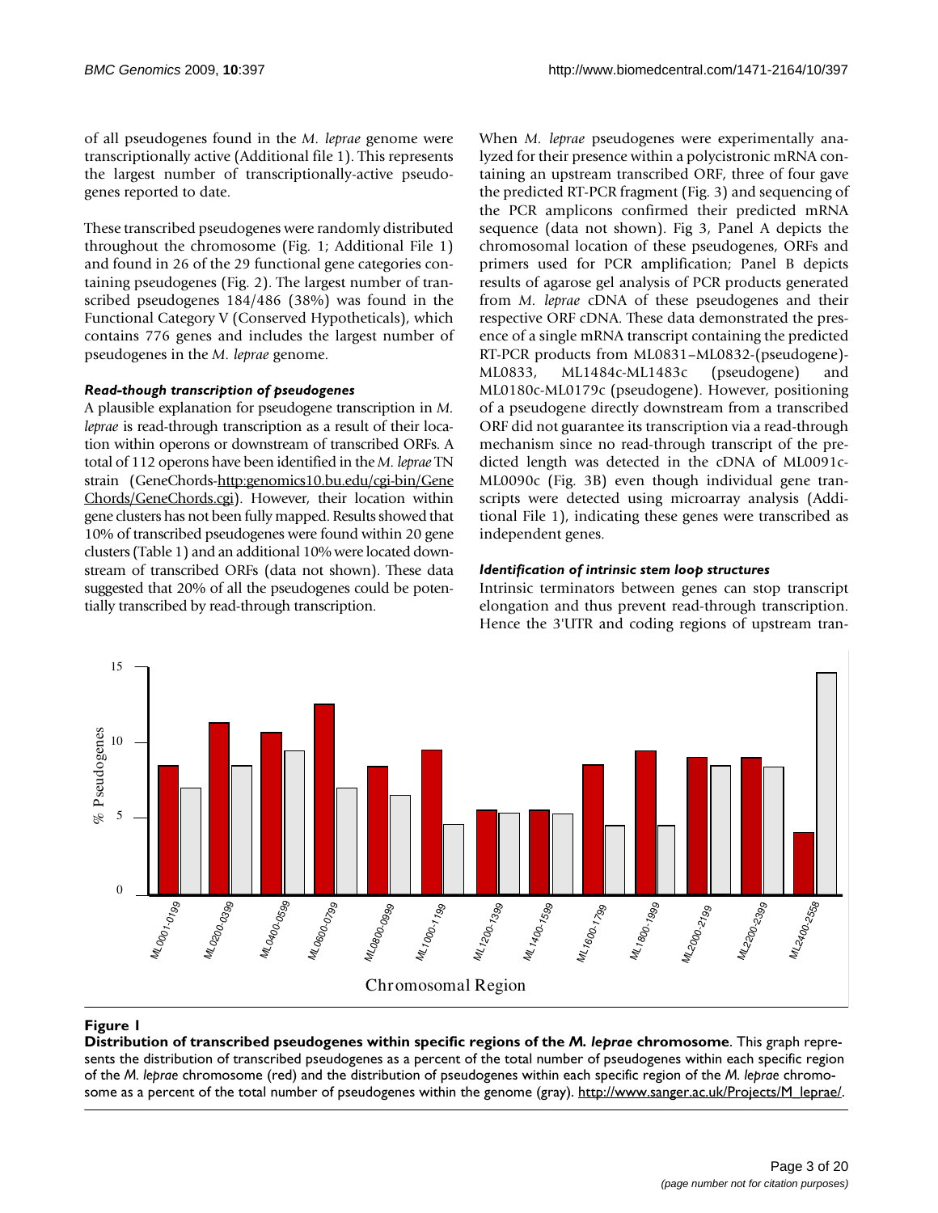of all pseudogenes found in the *M. leprae* genome were transcriptionally active (Additional file 1). This represents the largest number of transcriptionally-active pseudogenes reported to date.

These transcribed pseudogenes were randomly distributed throughout the chromosome (Fig. 1; Additional File 1) and found in 26 of the 29 functional gene categories containing pseudogenes (Fig. 2). The largest number of transcribed pseudogenes 184/486 (38%) was found in the Functional Category V (Conserved Hypotheticals), which contains 776 genes and includes the largest number of pseudogenes in the *M. leprae* genome.

#### *Read-though transcription of pseudogenes*

A plausible explanation for pseudogene transcription in *M. leprae* is read-through transcription as a result of their location within operons or downstream of transcribed ORFs. A total of 112 operons have been identified in the *M. leprae* TN strain (GeneChords-http:genomics10.bu.edu/cgi-bin/GeneChords/GeneChords.cgi). However, their location within gene clusters has not been fully mapped. Results showed that 10% of transcribed pseudogenes were found within 20 gene clusters (Table 1) and an additional 10% were located downstream of transcribed ORFs (data not shown). These data suggested that 20% of all the pseudogenes could be potentially transcribed by read-through transcription.

When *M. leprae* pseudogenes were experimentally analyzed for their presence within a polycistronic mRNA containing an upstream transcribed ORF, three of four gave the predicted RT-PCR fragment (Fig. 3) and sequencing of the PCR amplicons confirmed their predicted mRNA sequence (data not shown). Fig 3, Panel A depicts the chromosomal location of these pseudogenes, ORFs and primers used for PCR amplification; Panel B depicts results of agarose gel analysis of PCR products generated from *M. leprae* cDNA of these pseudogenes and their respective ORF cDNA. These data demonstrated the presence of a single mRNA transcript containing the predicted RT-PCR products from ML0831–ML0832-(pseudogene)-ML0833, ML1484c-ML1483c (pseudogene) and ML0180c-ML0179c (pseudogene). However, positioning of a pseudogene directly downstream from a transcribed ORF did not guarantee its transcription via a read-through mechanism since no read-through transcript of the predicted length was detected in the cDNA of ML0091c-ML0090c (Fig. 3B) even though individual gene transcripts were detected using microarray analysis (Additional File 1), indicating these genes were transcribed as independent genes.

#### *Identification of intrinsic stem loop structures*

Intrinsic terminators between genes can stop transcript elongation and thus prevent read-through transcription. Hence the 3'UTR and coding regions of upstream tran-

**Figure 1**

**Distribution of transcribed pseudogenes within specific regions of the *M. leprae* chromosome**. This graph represents the distribution of transcribed pseudogenes as a percent of the total number of pseudogenes within each specific region of the *M. leprae* chromosome (red) and the distribution of pseudogenes within each specific region of the *M. leprae* chromosome as a percent of the total number of pseudogenes within the genome (gray). http://www.sanger.ac.uk/Projects/M_leprae/.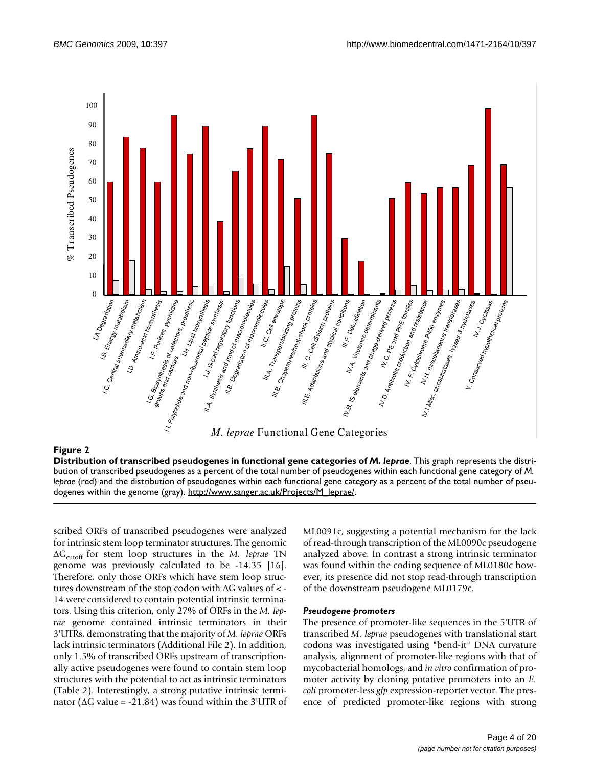**Figure 2**

**Distribution of transcribed pseudogenes in functional gene categories of *M. leprae***. This graph represents the distribution of transcribed pseudogenes as a percent of the total number of pseudogenes within each functional gene category of *M. leprae* (red) and the distribution of pseudogenes within each functional gene category as a percent of the total number of pseudogenes within the genome (gray). http://www.sanger.ac.uk/Projects/M_leprae/.

scribed ORFs of transcribed pseudogenes were analyzed for intrinsic stem loop terminator structures. The genomic $\Delta G_{cutoff}$ for stem loop structures in the *M. leprae* TN genome was previously calculated to be -14.35 [16]. Therefore, only those ORFs which have stem loop structures downstream of the stop codon with $\Delta G$ values of < -14 were considered to contain potential intrinsic terminators. Using this criterion, only 27% of ORFs in the *M. leprae* genome contained intrinsic terminators in their 3'UTRs, demonstrating that the majority of *M. leprae* ORFs lack intrinsic terminators (Additional File 2). In addition, only 1.5% of transcribed ORFs upstream of transcriptionally active pseudogenes were found to contain stem loop structures with the potential to act as intrinsic terminators (Table 2). Interestingly, a strong putative intrinsic terminator ($\Delta G$ value = -21.84) was found within the 3'UTR of ML0091c, suggesting a potential mechanism for the lack of read-through transcription of the ML0090c pseudogene analyzed above. In contrast a strong intrinsic terminator was found within the coding sequence of ML0180c however, its presence did not stop read-through transcription of the downstream pseudogene ML0179c.

### *Pseudogene promoters*

The presence of promoter-like sequences in the 5'UTR of transcribed *M. leprae* pseudogenes with translational start codons was investigated using "bend-it" DNA curvature analysis, alignment of promoter-like regions with that of mycobacterial homologs, and *in vitro* confirmation of promoter activity by cloning putative promoters into an *E. coli* promoter-less *gfp* expression-reporter vector. The presence of predicted promoter-like regions with strong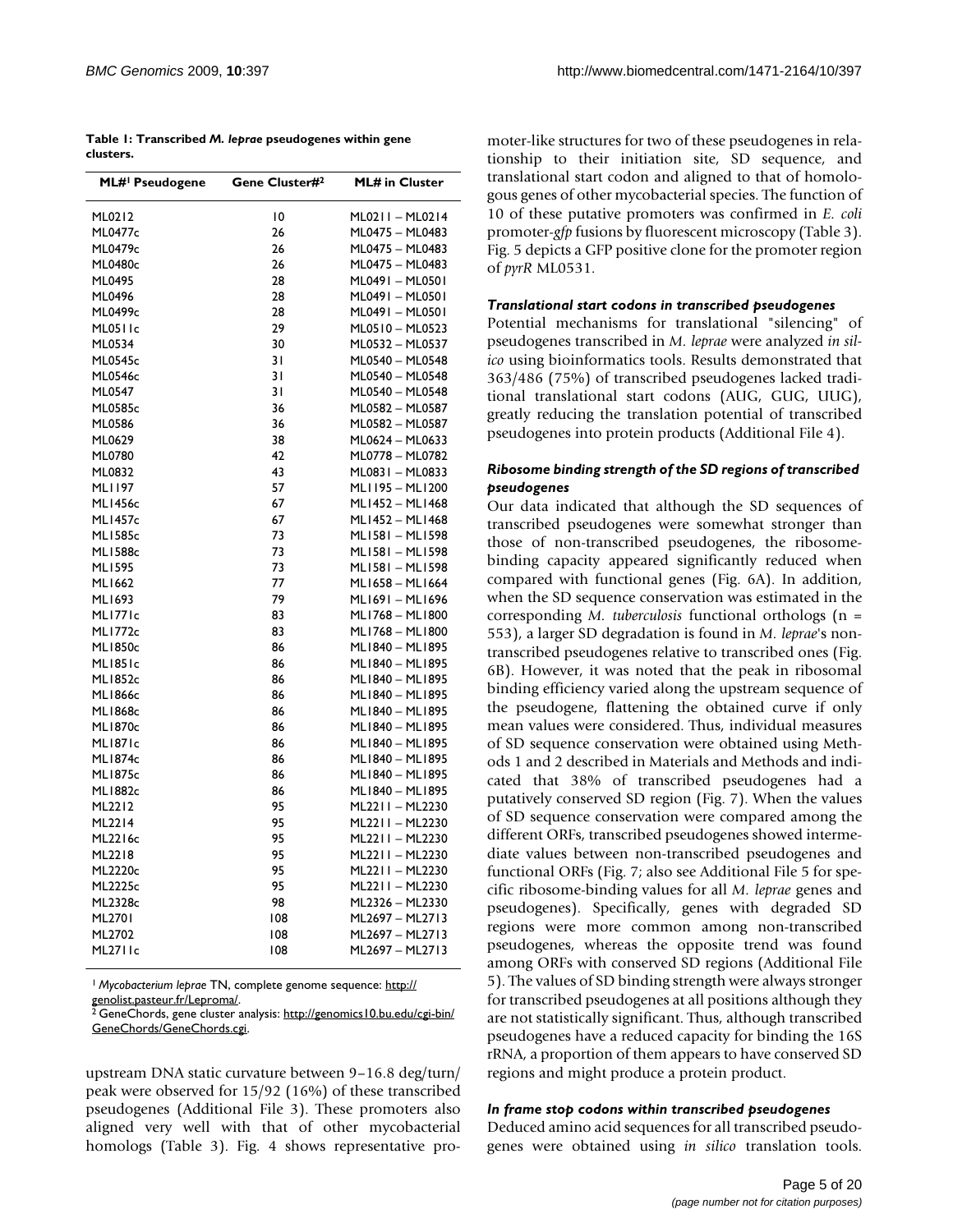**Table 1: Transcribed *M. leprae* pseudogenes within gene clusters.**

| ML#[1] Pseudogene | Gene Cluster#[2] | ML# in Cluster |
| --- | --- | --- |
| ML0212 | 10 | ML0211 – ML0214 |
| ML0477c | 26 | ML0475 – ML0483 |
| ML0479c | 26 | ML0475 – ML0483 |
| ML0480c | 26 | ML0475 – ML0483 |
| ML0495 | 28 | ML0491 – ML0501 |
| ML0496 | 28 | ML0491 – ML0501 |
| ML0499c | 28 | ML0491 – ML0501 |
| ML0511c | 29 | ML0510 – ML0523 |
| ML0534 | 30 | ML0532 – ML0537 |
| ML0545c | 31 | ML0540 – ML0548 |
| ML0546c | 31 | ML0540 – ML0548 |
| ML0547 | 31 | ML0540 – ML0548 |
| ML0585c | 36 | ML0582 – ML0587 |
| ML0586 | 36 | ML0582 – ML0587 |
| ML0629 | 38 | ML0624 – ML0633 |
| ML0780 | 42 | ML0778 – ML0782 |
| ML0832 | 43 | ML0831 – ML0833 |
| ML1197 | 57 | ML1195 – ML1200 |
| ML1456c | 67 | ML1452 – ML1468 |
| ML1457c | 67 | ML1452 – ML1468 |
| ML1585c | 73 | ML1581 – ML1598 |
| ML1588c | 73 | ML1581 – ML1598 |
| ML1595 | 73 | ML1581 – ML1598 |
| ML1662 | 77 | ML1658 – ML1664 |
| ML1693 | 79 | ML1691 – ML1696 |
| ML1771c | 83 | ML1768 – ML1800 |
| ML1772c | 83 | ML1768 – ML1800 |
| ML1850c | 86 | ML1840 – ML1895 |
| ML1851c | 86 | ML1840 – ML1895 |
| ML1852c | 86 | ML1840 – ML1895 |
| ML1866c | 86 | ML1840 – ML1895 |
| ML1868c | 86 | ML1840 – ML1895 |
| ML1870c | 86 | ML1840 – ML1895 |
| ML1871c | 86 | ML1840 – ML1895 |
| ML1874c | 86 | ML1840 – ML1895 |
| ML1875c | 86 | ML1840 – ML1895 |
| ML1882c | 86 | ML1840 – ML1895 |
| ML2212 | 95 | ML2211 – ML2230 |
| ML2214 | 95 | ML2211 – ML2230 |
| ML2216c | 95 | ML2211 – ML2230 |
| ML2218 | 95 | ML2211 – ML2230 |
| ML2220c | 95 | ML2211 – ML2230 |
| ML2225c | 95 | ML2211 – ML2230 |
| ML2328c | 98 | ML2326 – ML2330 |
| ML2701 | 108 | ML2697 – ML2713 |
| ML2702 | 108 | ML2697 – ML2713 |
| ML2711c | 108 | ML2697 – ML2713 |

[1] *Mycobacterium leprae* TN, complete genome sequence: http://genolist.pasteur.fr/Leproma/.
[2] GeneChords, gene cluster analysis: http://genomics10.bu.edu/cgi-bin/GeneChords/GeneChords.cgi.

upstream DNA static curvature between 9–16.8 deg/turn/peak were observed for 15/92 (16%) of these transcribed pseudogenes (Additional File 3). These promoters also aligned very well with that of other mycobacterial homologs (Table 3). Fig. 4 shows representative promoter-like structures for two of these pseudogenes in relationship to their initiation site, SD sequence, and translational start codon and aligned to that of homologous genes of other mycobacterial species. The function of 10 of these putative promoters was confirmed in *E. coli* promoter-*gfp* fusions by fluorescent microscopy (Table 3). Fig. 5 depicts a GFP positive clone for the promoter region of *pyrR* ML0531.

### *Translational start codons in transcribed pseudogenes*

Potential mechanisms for translational "silencing" of pseudogenes transcribed in *M. leprae* were analyzed *in silico* using bioinformatics tools. Results demonstrated that 363/486 (75%) of transcribed pseudogenes lacked traditional translational start codons (AUG, GUG, UUG), greatly reducing the translation potential of transcribed pseudogenes into protein products (Additional File 4).

### *Ribosome binding strength of the SD regions of transcribed pseudogenes*

Our data indicated that although the SD sequences of transcribed pseudogenes were somewhat stronger than those of non-transcribed pseudogenes, the ribosome-binding capacity appeared significantly reduced when compared with functional genes (Fig. 6A). In addition, when the SD sequence conservation was estimated in the corresponding *M. tuberculosis* functional orthologs (n = 553), a larger SD degradation is found in *M. leprae*'s non-transcribed pseudogenes relative to transcribed ones (Fig. 6B). However, it was noted that the peak in ribosomal binding efficiency varied along the upstream sequence of the pseudogene, flattening the obtained curve if only mean values were considered. Thus, individual measures of SD sequence conservation were obtained using Methods 1 and 2 described in Materials and Methods and indicated that 38% of transcribed pseudogenes had a putatively conserved SD region (Fig. 7). When the values of SD sequence conservation were compared among the different ORFs, transcribed pseudogenes showed intermediate values between non-transcribed pseudogenes and functional ORFs (Fig. 7; also see Additional File 5 for specific ribosome-binding values for all *M. leprae* genes and pseudogenes). Specifically, genes with degraded SD regions were more common among non-transcribed pseudogenes, whereas the opposite trend was found among ORFs with conserved SD regions (Additional File 5). The values of SD binding strength were always stronger for transcribed pseudogenes at all positions although they are not statistically significant. Thus, although transcribed pseudogenes have a reduced capacity for binding the 16S rRNA, a proportion of them appears to have conserved SD regions and might produce a protein product.

### *In frame stop codons within transcribed pseudogenes*

Deduced amino acid sequences for all transcribed pseudogenes were obtained using *in silico* translation tools.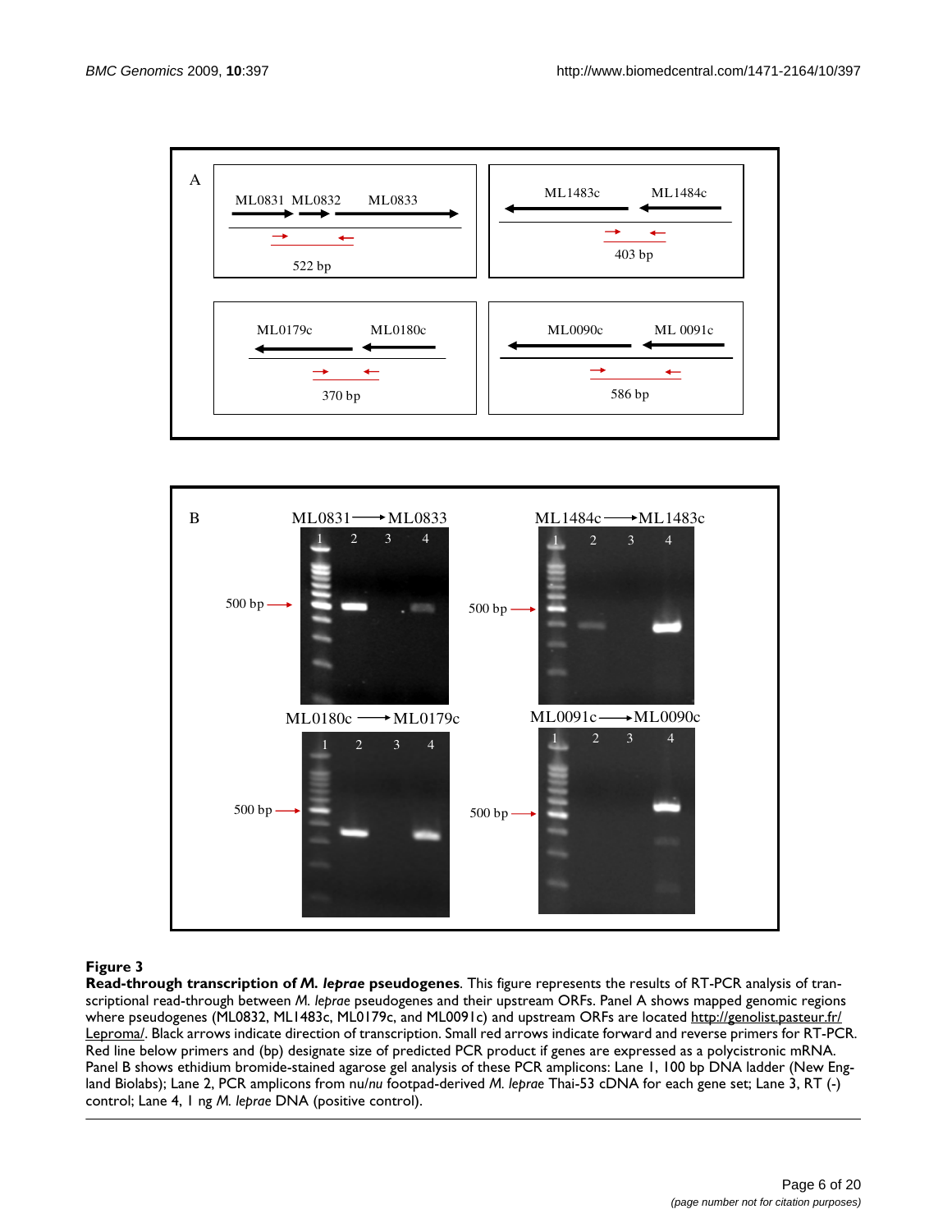**Figure 3**

**Read-through transcription of *M. leprae* pseudogenes**. This figure represents the results of RT-PCR analysis of transcriptional read-through between *M. leprae* pseudogenes and their upstream ORFs. Panel A shows mapped genomic regions where pseudogenes (ML0832, ML1483c, ML0179c, and ML0091c) and upstream ORFs are located http://genolist.pasteur.fr/Leproma/. Black arrows indicate direction of transcription. Small red arrows indicate forward and reverse primers for RT-PCR. Red line below primers and (bp) designate size of predicted PCR product if genes are expressed as a polycistronic mRNA. Panel B shows ethidium bromide-stained agarose gel analysis of these PCR amplicons: Lane 1, 100 bp DNA ladder (New England Biolabs); Lane 2, PCR amplicons from nu/*nu* footpad-derived *M. leprae* Thai-53 cDNA for each gene set; Lane 3, RT (-) control; Lane 4, 1 ng *M. leprae* DNA (positive control).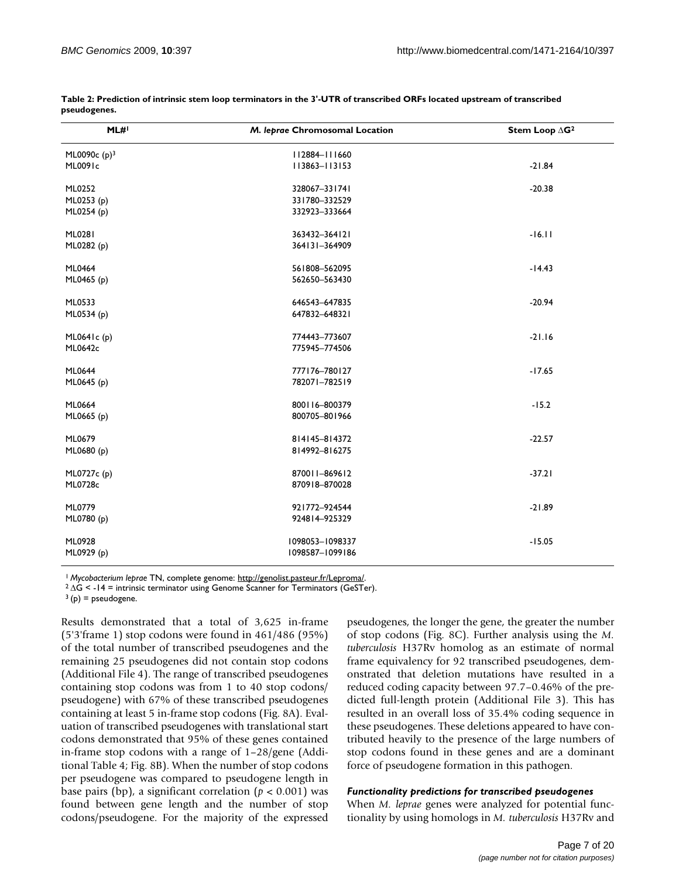**Table 2: Prediction of intrinsic stem loop terminators in the 3'-UTR of transcribed ORFs located upstream of transcribed pseudogenes.**

| ML#[1] | *M. leprae* Chromosomal Location | Stem Loop ΔG[2] |
| --- | --- | --- |
| ML0090c (p)[3] | 112884–111660 | |
| ML0091c | 113863–113153 | -21.84 |
| | | |
| ML0252 | 328067–331741 | -20.38 |
| ML0253 (p) | 331780–332529 | |
| ML0254 (p) | 332923–333664 | |
| | | |
| ML0281 | 363432–364121 | -16.11 |
| ML0282 (p) | 364131–364909 | |
| | | |
| ML0464 | 561808–562095 | -14.43 |
| ML0465 (p) | 562650–563430 | |
| | | |
| ML0533 | 646543–647835 | -20.94 |
| ML0534 (p) | 647832–648321 | |
| | | |
| ML0641c (p) | 774443–773607 | -21.16 |
| ML0642c | 775945–774506 | |
| | | |
| ML0644 | 777176–780127 | -17.65 |
| ML0645 (p) | 782071–782519 | |
| | | |
| ML0664 | 800116–800379 | -15.2 |
| ML0665 (p) | 800705–801966 | |
| | | |
| ML0679 | 814145–814372 | -22.57 |
| ML0680 (p) | 814992–816275 | |
| | | |
| ML0727c (p) | 870011–869612 | -37.21 |
| ML0728c | 870918–870028 | |
| | | |
| ML0779 | 921772–924544 | -21.89 |
| ML0780 (p) | 924814–925329 | |
| | | |
| ML0928 | 1098053–1098337 | -15.05 |
| ML0929 (p) | 1098587–1099186 | |

[1] *Mycobacterium leprae* TN, complete genome: http://genolist.pasteur.fr/Leproma/.
[2] ΔG < -14 = intrinsic terminator using Genome Scanner for Terminators (GeSTer).
[3] (p) = pseudogene.

Results demonstrated that a total of 3,625 in-frame (5'3'frame 1) stop codons were found in 461/486 (95%) of the total number of transcribed pseudogenes and the remaining 25 pseudogenes did not contain stop codons (Additional File 4). The range of transcribed pseudogenes containing stop codons was from 1 to 40 stop codons/ pseudogene) with 67% of these transcribed pseudogenes containing at least 5 in-frame stop codons (Fig. 8A). Evaluation of transcribed pseudogenes with translational start codons demonstrated that 95% of these genes contained in-frame stop codons with a range of 1–28/gene (Additional Table 4; Fig. 8B). When the number of stop codons per pseudogene was compared to pseudogene length in base pairs (bp), a significant correlation ($p < 0.001$) was found between gene length and the number of stop codons/pseudogene. For the majority of the expressed pseudogenes, the longer the gene, the greater the number of stop codons (Fig. 8C). Further analysis using the *M. tuberculosis* H37Rv homolog as an estimate of normal frame equivalency for 92 transcribed pseudogenes, demonstrated that deletion mutations have resulted in a reduced coding capacity between 97.7–0.46% of the predicted full-length protein (Additional File 3). This has resulted in an overall loss of 35.4% coding sequence in these pseudogenes. These deletions appeared to have contributed heavily to the presence of the large numbers of stop codons found in these genes and are a dominant force of pseudogene formation in this pathogen.

### *Functionality predictions for transcribed pseudogenes*

When *M. leprae* genes were analyzed for potential functionality by using homologs in *M. tuberculosis* H37Rv and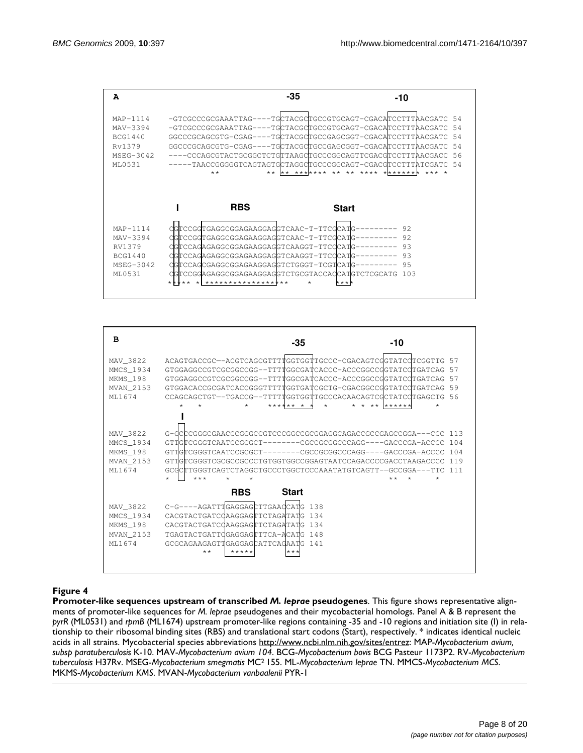```
A                                              -35                          -10

MAP-1114    -GTCGCCCGCGAAATTAG----TGCTACGCTGCCGTGCAGT-CGACATCCTTTAACGATC 54
MAV-3394    -GTCGCCCGCGAAATTAG----TGCTACGCTGCCGTGCAGT-CGACATCCTTTAACGATC 54
BCG1440     GGCCCGCAGCGTG-CGAG----TGCTACGCTGCCGAGCGGT-CGACATCCTTTAACGATC 54
Rv1379      GGCCCGCAGCGTG-CGAG----TGCTACGCTGCCGAGCGGT-CGACATCCTTTAACGATC 54
MSEG-3042   ----CCCAGCGTACTGCGGCTCTGTTAAGCTGCCCGGCAGTTCGACGTCCTTTAACGACC 56
ML0531      -----TAACCGGGGGTCAGTAGTGCTAGGCTGCCCGGCAGT-CGACGTCCTTTATCGATC 54
                          **             ** ** ******* ** ** **** ******** *** *

            I          RBS                     Start

MAP-1114    CGTCCGGTGAGGCGGAGAAGGAGGTCAAC-T-TTCGCATG--------- 92
MAV-3394    CGTCCGGTGAGGCGGAGAAGGAGGTCAAC-T-TTCGCATG--------- 92
RV1379      CGTCCAGAGAGGCGGAGAAGGAGGTCAAGGT-TTCCCATG--------- 93
BCG1440     CGTCCAGAGAGGCGGAGAAGGAGGTCAAGGT-TTCCCATG--------- 93
MSEG-3042   CGTCCAGCGAGGCGGAGAAGGAGGTCTGGGT-TCGTCATG--------- 95
ML0531      CGTCCGGAGAGGCGGAGAAGGAGGTCTGCGTACCACCATGTCTCGCATG 103
            ***** * ******************         *    ****
```

```
B                                              -35                       -10

MAV_3822    ACAGTGACCGC--ACGTCAGCGTTTTGGTGGTTGCCC-CGACAGTCGGTATCCTCGGTTG 57
MMCS_1934   GTGGAGGCCGTCGCGGCCGG--TTTTGGCGATCACCC-ACCCGGCCGGTATCCTGATCAG 57
MKMS_198    GTGGAGGCCGTCGCGGCCGG--TTTTGGCGATCACCC-ACCCGGCCGGTATCCTGATCAG 57
MVAN_2153   GTGGACACCGCGATCACCGGGTTTTTGGTGATCGCTG-CGACGGCCGGTATCCTGATCAG 59
ML1674      CCAGCAGCTGT--TGACCG--TTTTTGGTGGTTGCCCACAACAGTCGCTATCCTGAGCTG 56
               *    *          *    ****** * *   *       * * ** ******      *

              I

MAV_3822    G-GCCCGGGCGAACCCGGGCCGTCCCGGCCGCGGAGGCAGACCGCCGAGCCGGA---CCC 113
MMCS_1934   GTTGTCGGGTCAATCCGCGCT--------CGCCGCGGCCCAGG----GACCCGA-ACCCC 104
MKMS_198    GTTGTCGGGTCAATCCGCGCT--------CGCCGCGGCCCAGG----GACCCGA-ACCCC 104
MVAN_2153   GTTGTCGGGTCGCGCCGCCCTGTGGTGGCCGGAGTAATCCAGACCCCGACCTAAGACCCC 119
ML1674      GCGCTTGGGTCAGTCTAGGCTGCCCTGGCTCCCAAATATGTCAGTT--GCCGGA---TTC 111
            *        ***    *    *                                ** *     *

                          RBS     Start

MAV_3822    C-G----AGATTTGAGGAGCTTGAACCATG 138
MMCS_1934   CACGTACTGATCCAAGGAGTTCTAGATATG 134
MKMS_198    CACGTACTGATCCAAGGAGTTCTAGATATG 134
MVAN_2153   TGAGTACTGATTCGAGGAGTTTCA-ACATG 148
ML1674      GCGCAGAAGAGTTGAGGAGCATTCAGAATG 141
                       **   *****      ***
```

**Figure 4**

**Promoter-like sequences upstream of transcribed *M. leprae* pseudogenes**. This figure shows representative alignments of promoter-like sequences for *M. leprae* pseudogenes and their mycobacterial homologs. Panel A & B represent the *pyrR* (ML0531) and *rpmB* (ML1674) upstream promoter-like regions containing -35 and -10 regions and initiation site (I) in relationship to their ribosomal binding sites (RBS) and translational start codons (Start), respectively. * indicates identical nucleic acids in all strains. Mycobacterial species abbreviations http://www.ncbi.nlm.nih.gov/sites/entrez: MAP-*Mycobacterium avium, subsp paratuberculosis* K-10. MAV-*Mycobacterium avium 104*. BCG-*Mycobacterium bovis* BCG Pasteur 1173P2. RV-*Mycobacterium tuberculosis* H37Rv. MSEG-*Mycobacterium smegmatis* MC[2] 155. ML-*Mycobacterium leprae* TN. MMCS-*Mycobacterium MCS*. MKMS-*Mycobacterium KMS*. MVAN-*Mycobacterium vanbaalenii* PYR-1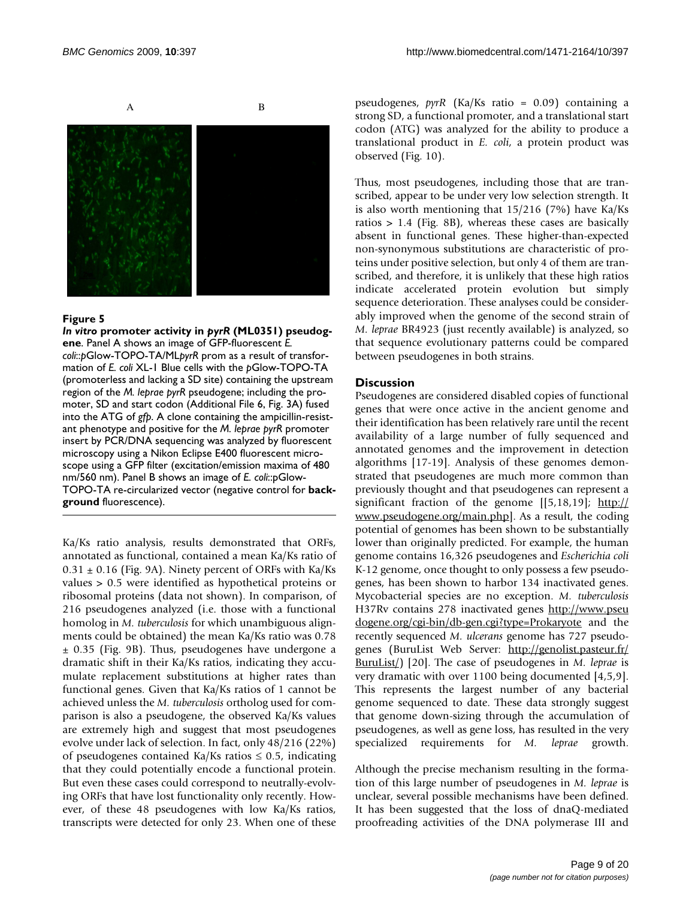A B

**Figure 5**

***In vitro* promoter activity in *pyrR* (ML0351) pseudogene**. Panel A shows an image of GFP-fluorescent *E. coli*::*p*Glow-TOPO-TA/ML*pyrR* prom as a result of transformation of *E. coli* XL-1 Blue cells with the *p*Glow-TOPO-TA (promoterless and lacking a SD site) containing the upstream region of the *M. leprae pyrR* pseudogene; including the promoter, SD and start codon (Additional File 6, Fig. 3A) fused into the ATG of *gfp*. A clone containing the ampicillin-resistant phenotype and positive for the *M. leprae pyrR* promoter insert by PCR/DNA sequencing was analyzed by fluorescent microscopy using a Nikon Eclipse E400 fluorescent microscope using a GFP filter (excitation/emission maxima of 480 nm/560 nm). Panel B shows an image of *E. coli*::pGlow-TOPO-TA re-circularized vector (negative control for **background** fluorescence).

Ka/Ks ratio analysis, results demonstrated that ORFs, annotated as functional, contained a mean Ka/Ks ratio of $0.31 \pm 0.16$ (Fig. 9A). Ninety percent of ORFs with Ka/Ks values > 0.5 were identified as hypothetical proteins or ribosomal proteins (data not shown). In comparison, of 216 pseudogenes analyzed (i.e. those with a functional homolog in *M. tuberculosis* for which unambiguous alignments could be obtained) the mean Ka/Ks ratio was 0.78 $\pm$ 0.35 (Fig. 9B). Thus, pseudogenes have undergone a dramatic shift in their Ka/Ks ratios, indicating they accumulate replacement substitutions at higher rates than functional genes. Given that Ka/Ks ratios of 1 cannot be achieved unless the *M. tuberculosis* ortholog used for comparison is also a pseudogene, the observed Ka/Ks values are extremely high and suggest that most pseudogenes evolve under lack of selection. In fact, only 48/216 (22%) of pseudogenes contained Ka/Ks ratios $\leq 0.5$, indicating that they could potentially encode a functional protein. But even these cases could correspond to neutrally-evolving ORFs that have lost functionality only recently. However, of these 48 pseudogenes with low Ka/Ks ratios, transcripts were detected for only 23. When one of these pseudogenes, *pyrR* (Ka/Ks ratio = 0.09) containing a strong SD, a functional promoter, and a translational start codon (ATG) was analyzed for the ability to produce a translational product in *E. coli*, a protein product was observed (Fig. 10).

Thus, most pseudogenes, including those that are transcribed, appear to be under very low selection strength. It is also worth mentioning that 15/216 (7%) have Ka/Ks ratios > 1.4 (Fig. 8B), whereas these cases are basically absent in functional genes. These higher-than-expected non-synonymous substitutions are characteristic of proteins under positive selection, but only 4 of them are transcribed, and therefore, it is unlikely that these high ratios indicate accelerated protein evolution but simply sequence deterioration. These analyses could be considerably improved when the genome of the second strain of *M. leprae* BR4923 (just recently available) is analyzed, so that sequence evolutionary patterns could be compared between pseudogenes in both strains.

## Discussion

Pseudogenes are considered disabled copies of functional genes that were once active in the ancient genome and their identification has been relatively rare until the recent availability of a large number of fully sequenced and annotated genomes and the improvement in detection algorithms [17-19]. Analysis of these genomes demonstrated that pseudogenes are much more common than previously thought and that pseudogenes can represent a significant fraction of the genome [[5,18,19]; http://www.pseudogene.org/main.php]. As a result, the coding potential of genomes has been shown to be substantially lower than originally predicted. For example, the human genome contains 16,326 pseudogenes and *Escherichia coli* K-12 genome, once thought to only possess a few pseudogenes, has been shown to harbor 134 inactivated genes. Mycobacterial species are no exception. *M. tuberculosis* H37Rv contains 278 inactivated genes http://www.pseudogene.org/cgi-bin/db-gen.cgi?type=Prokaryote and the recently sequenced *M. ulcerans* genome has 727 pseudogenes (BuruList Web Server: http://genolist.pasteur.fr/BuruList/) [20]. The case of pseudogenes in *M. leprae* is very dramatic with over 1100 being documented [4,5,9]. This represents the largest number of any bacterial genome sequenced to date. These data strongly suggest that genome down-sizing through the accumulation of pseudogenes, as well as gene loss, has resulted in the very specialized requirements for *M. leprae* growth.

Although the precise mechanism resulting in the formation of this large number of pseudogenes in *M. leprae* is unclear, several possible mechanisms have been defined. It has been suggested that the loss of dnaQ-mediated proofreading activities of the DNA polymerase III and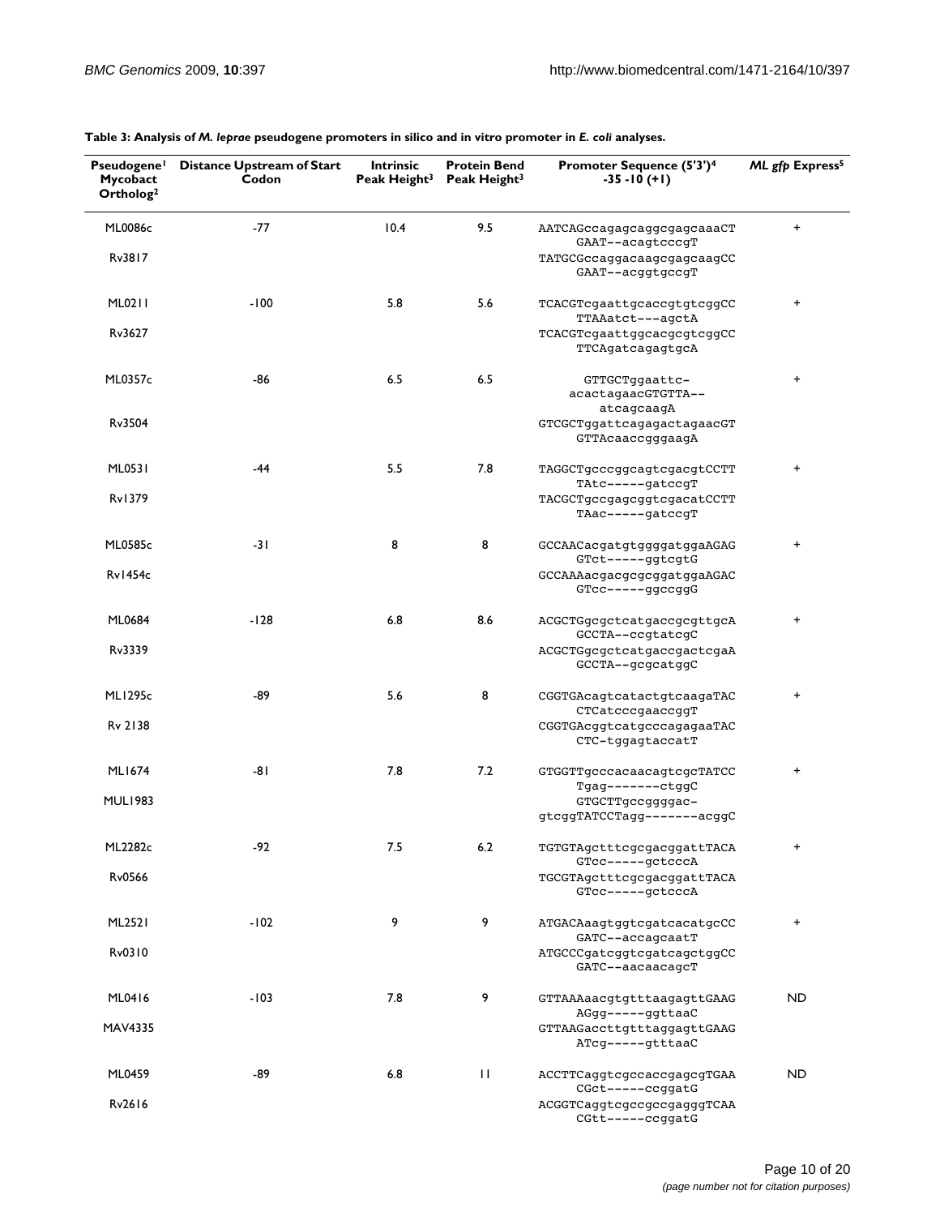**Table 3: Analysis of *M. leprae* pseudogene promoters in silico and in vitro promoter in *E. coli* analyses.**

| Pseudogene[1] Mycobact Ortholog[2] | Distance Upstream of Start Codon | Intrinsic Peak Height[3] | Protein Bend Peak Height[3] | Promoter Sequence (5'3')[4] -35 -10 (+1) | *ML gfp* Express[5] |
|---|---|---|---|---|---|
| ML0086c | -77 | 10.4 | 9.5 | AATCAGccagagcaggcgagcaaaCT GAAT--acagtcccgT | + |
| Rv3817 | | | | TATGCGccaggacaagcgagcaagCC GAAT--acggtgccgT | |
| ML0211 | -100 | 5.8 | 5.6 | TCACGTcgaattgcaccgtgtcggCC TTAAatct---agctA | + |
| Rv3627 | | | | TCACGTcgaattggcacgcgtcggCC TTCAgatcagagtgcA | |
| ML0357c | -86 | 6.5 | 6.5 | GTTGCTggaattc-acactagaacGTGTTA--atcagcaagA | + |
| Rv3504 | | | | GTCGCTggattcagagactagaacGT GTTAcaaccgggaagA | |
| ML0531 | -44 | 5.5 | 7.8 | TAGGCTgcccggcagtcgacgtCCTT TAtc-----gatccgT | + |
| Rv1379 | | | | TACGCTgccgagcggtcgacatCCTT TAac-----gatccgT | |
| ML0585c | -31 | 8 | 8 | GCCAACacgatgtggggatggaAGAG GTct-----ggtcgtG | + |
| Rv1454c | | | | GCCAAAacgacgcgcggatggaAGAC GTcc-----ggccggG | |
| ML0684 | -128 | 6.8 | 8.6 | ACGCTGgcgctcatgaccgcgttgcA GCCTA--ccgtatcgC | + |
| Rv3339 | | | | ACGCTGgcgctcatgaccgactcgaA GCCTA--gcgcatggC | |
| ML1295c | -89 | 5.6 | 8 | CGGTGAcagtcatactgtcaagaTAC CTCatcccgaaccggT | + |
| Rv 2138 | | | | CGGTGAcggtcatgcccagagaaTAC CTC-tggagtaccatT | |
| ML1674 | -81 | 7.8 | 7.2 | GTGGTTgcccacaacagtcgcTATCC Tgag-------ctggC | + |
| MUL1983 | | | | GTGCTTgccggggac-gtcggTATCCTagg-------acggC | |
| ML2282c | -92 | 7.5 | 6.2 | TGTGTAgctttcgcgacggattTACA GTcc-----gctcccA | + |
| Rv0566 | | | | TGCGTAgctttcgcgacggattTACA GTcc-----gctcccA | |
| ML2521 | -102 | 9 | 9 | ATGACAaagtggtcgatcacatgcCC GATC--accagcaatT | + |
| Rv0310 | | | | ATGCCCgatcggtcgatcagctggCC GATC--aacaacagcT | |
| ML0416 | -103 | 7.8 | 9 | GTTAAAaacgtgtttaagagttGAAG AGgg-----ggttaaC | ND |
| MAV4335 | | | | GTTAAGaccttgtttaggagttGAAG ATcg-----gtttaaC | |
| ML0459 | -89 | 6.8 | 11 | ACCTTCaggtcgccaccgagcgTGAA CGct-----ccggatG | ND |
| Rv2616 | | | | ACGGTCaggtcgccgccgagggTCAA CGtt-----ccggatG | |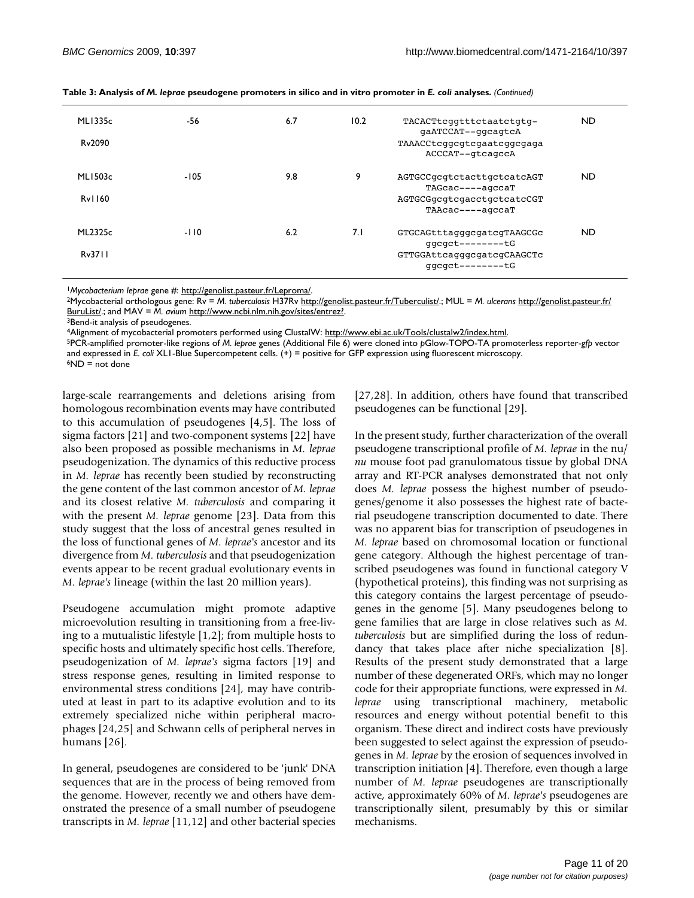**Table 3: Analysis of *M. leprae* pseudogene promoters in silico and in vitro promoter in *E. coli* analyses.** *(Continued)*

| | | | | | |
|---|---|---|---|---|---|
| ML1335c | -56 | 6.7 | 10.2 | TACACTtcggtttctaatctgtg-gaATCCAT--ggcagtcA | ND |
| Rv2090 | | | | TAAACCtcggcgtcgaatcggcgaga ACCCAT--gtcagccA | |
| ML1503c | -105 | 9.8 | 9 | AGTGCCgcgtctacttgctcatcAGT TAGcac----agccaT | ND |
| Rv1160 | | | | AGTGCGgcgtcgacctgctcatcCGT TAAcac----agccaT | |
| ML2325c | -110 | 6.2 | 7.1 | GTGCAGtttagggcgatcgTAAGCGc ggcgct--------tG | ND |
| Rv3711 | | | | GTTGGAttcagggcgatcgCAAGCTc ggcgct--------tG | |

[1]*Mycobacterium leprae* gene #: http://genolist.pasteur.fr/Leproma/.
[2]Mycobacterial orthologous gene: Rv = *M. tuberculosis* H37Rv http://genolist.pasteur.fr/Tuberculist/.; MUL = *M. ulcerans* http://genolist.pasteur.fr/BuruList/.; and MAV = *M. avium* http://www.ncbi.nlm.nih.gov/sites/entrez?.
[3]Bend-it analysis of pseudogenes.
[4]Alignment of mycobacterial promoters performed using ClustalW: http://www.ebi.ac.uk/Tools/clustalw2/index.html.
[5]PCR-amplified promoter-like regions of *M. leprae* genes (Additional File 6) were cloned into pGlow-TOPO-TA promoterless reporter-*gfp* vector and expressed in *E. coli* XL1-Blue Supercompetent cells. (+) = positive for GFP expression using fluorescent microscopy.
[6]ND = not done

large-scale rearrangements and deletions arising from homologous recombination events may have contributed to this accumulation of pseudogenes [4,5]. The loss of sigma factors [21] and two-component systems [22] have also been proposed as possible mechanisms in *M. leprae* pseudogenization. The dynamics of this reductive process in *M. leprae* has recently been studied by reconstructing the gene content of the last common ancestor of *M. leprae* and its closest relative *M. tuberculosis* and comparing it with the present *M. leprae* genome [23]. Data from this study suggest that the loss of ancestral genes resulted in the loss of functional genes of *M. leprae's* ancestor and its divergence from *M. tuberculosis* and that pseudogenization events appear to be recent gradual evolutionary events in *M. leprae's* lineage (within the last 20 million years).

Pseudogene accumulation might promote adaptive microevolution resulting in transitioning from a free-living to a mutualistic lifestyle [1,2]; from multiple hosts to specific hosts and ultimately specific host cells. Therefore, pseudogenization of *M. leprae's* sigma factors [19] and stress response genes, resulting in limited response to environmental stress conditions [24], may have contributed at least in part to its adaptive evolution and to its extremely specialized niche within peripheral macrophages [24,25] and Schwann cells of peripheral nerves in humans [26].

In general, pseudogenes are considered to be 'junk' DNA sequences that are in the process of being removed from the genome. However, recently we and others have demonstrated the presence of a small number of pseudogene transcripts in *M. leprae* [11,12] and other bacterial species [27,28]. In addition, others have found that transcribed pseudogenes can be functional [29].

In the present study, further characterization of the overall pseudogene transcriptional profile of *M. leprae* in the nu/*nu* mouse foot pad granulomatous tissue by global DNA array and RT-PCR analyses demonstrated that not only does *M. leprae* possess the highest number of pseudogenes/genome it also possesses the highest rate of bacterial pseudogene transcription documented to date. There was no apparent bias for transcription of pseudogenes in *M. leprae* based on chromosomal location or functional gene category. Although the highest percentage of transcribed pseudogenes was found in functional category V (hypothetical proteins), this finding was not surprising as this category contains the largest percentage of pseudogenes in the genome [5]. Many pseudogenes belong to gene families that are large in close relatives such as *M. tuberculosis* but are simplified during the loss of redundancy that takes place after niche specialization [8]. Results of the present study demonstrated that a large number of these degenerated ORFs, which may no longer code for their appropriate functions, were expressed in *M. leprae* using transcriptional machinery, metabolic resources and energy without potential benefit to this organism. These direct and indirect costs have previously been suggested to select against the expression of pseudogenes in *M. leprae* by the erosion of sequences involved in transcription initiation [4]. Therefore, even though a large number of *M. leprae* pseudogenes are transcriptionally active, approximately 60% of *M. leprae's* pseudogenes are transcriptionally silent, presumably by this or similar mechanisms.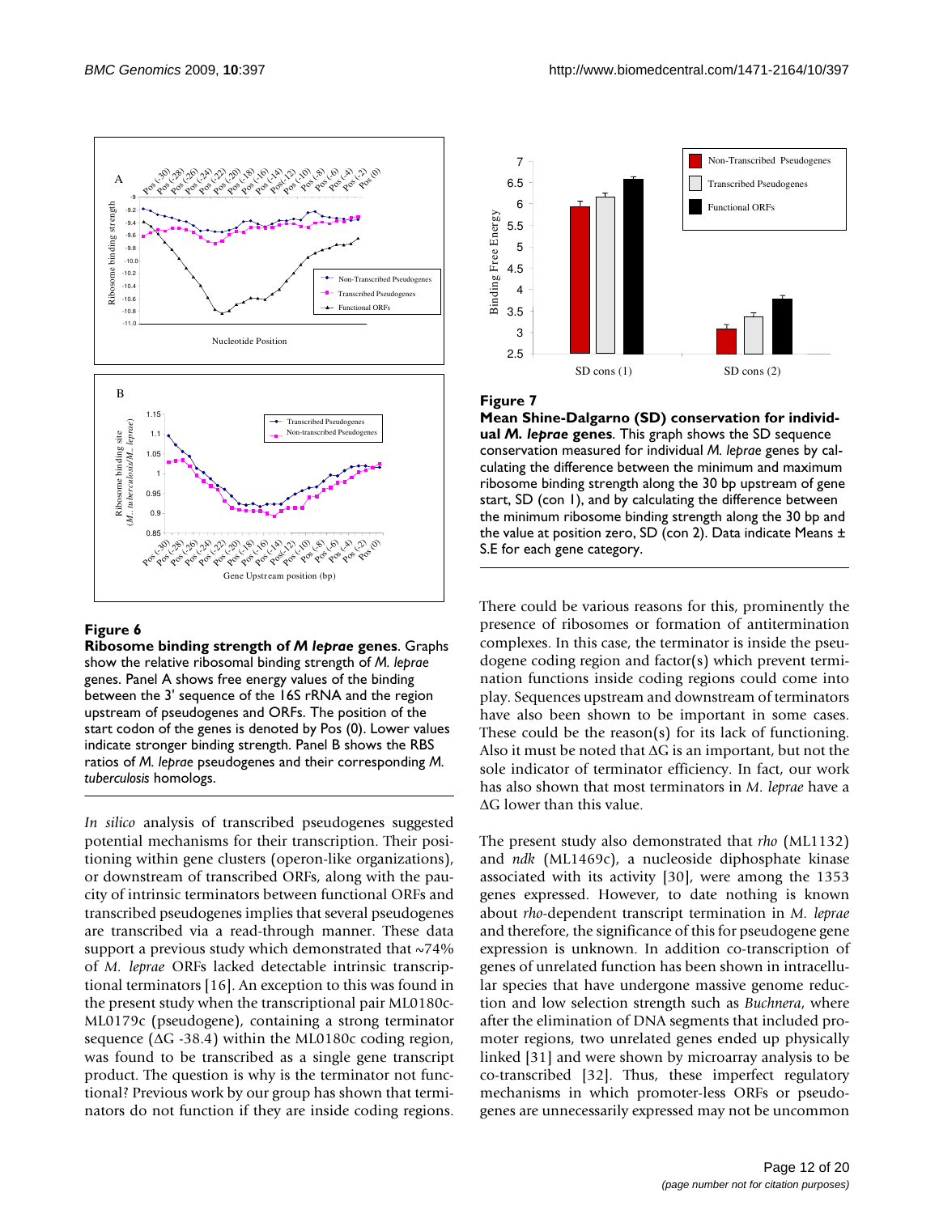**Figure 6**

**Ribosome binding strength of *M leprae* genes**. Graphs show the relative ribosomal binding strength of *M. leprae* genes. Panel A shows free energy values of the binding between the 3' sequence of the 16S rRNA and the region upstream of pseudogenes and ORFs. The position of the start codon of the genes is denoted by Pos (0). Lower values indicate stronger binding strength. Panel B shows the RBS ratios of *M. leprae* pseudogenes and their corresponding *M. tuberculosis* homologs.

*In silico* analysis of transcribed pseudogenes suggested potential mechanisms for their transcription. Their positioning within gene clusters (operon-like organizations), or downstream of transcribed ORFs, along with the paucity of intrinsic terminators between functional ORFs and transcribed pseudogenes implies that several pseudogenes are transcribed via a read-through manner. These data support a previous study which demonstrated that ~74% of *M. leprae* ORFs lacked detectable intrinsic transcriptional terminators [16]. An exception to this was found in the present study when the transcriptional pair ML0180c-ML0179c (pseudogene), containing a strong terminator sequence (ΔG -38.4) within the ML0180c coding region, was found to be transcribed as a single gene transcript product. The question is why is the terminator not functional? Previous work by our group has shown that terminators do not function if they are inside coding regions.

**Figure 7**

**Mean Shine-Dalgarno (SD) conservation for individual *M. leprae* genes**. This graph shows the SD sequence conservation measured for individual *M. leprae* genes by calculating the difference between the minimum and maximum ribosome binding strength along the 30 bp upstream of gene start, SD (con 1), and by calculating the difference between the minimum ribosome binding strength along the 30 bp and the value at position zero, SD (con 2). Data indicate Means ± S.E for each gene category.

There could be various reasons for this, prominently the presence of ribosomes or formation of antitermination complexes. In this case, the terminator is inside the pseudogene coding region and factor(s) which prevent termination functions inside coding regions could come into play. Sequences upstream and downstream of terminators have also been shown to be important in some cases. These could be the reason(s) for its lack of functioning. Also it must be noted that ΔG is an important, but not the sole indicator of terminator efficiency. In fact, our work has also shown that most terminators in *M. leprae* have a ΔG lower than this value.

The present study also demonstrated that *rho* (ML1132) and *ndk* (ML1469c), a nucleoside diphosphate kinase associated with its activity [30], were among the 1353 genes expressed. However, to date nothing is known about *rho*-dependent transcript termination in *M. leprae* and therefore, the significance of this for pseudogene gene expression is unknown. In addition co-transcription of genes of unrelated function has been shown in intracellular species that have undergone massive genome reduction and low selection strength such as *Buchnera*, where after the elimination of DNA segments that included promoter regions, two unrelated genes ended up physically linked [31] and were shown by microarray analysis to be co-transcribed [32]. Thus, these imperfect regulatory mechanisms in which promoter-less ORFs or pseudogenes are unnecessarily expressed may not be uncommon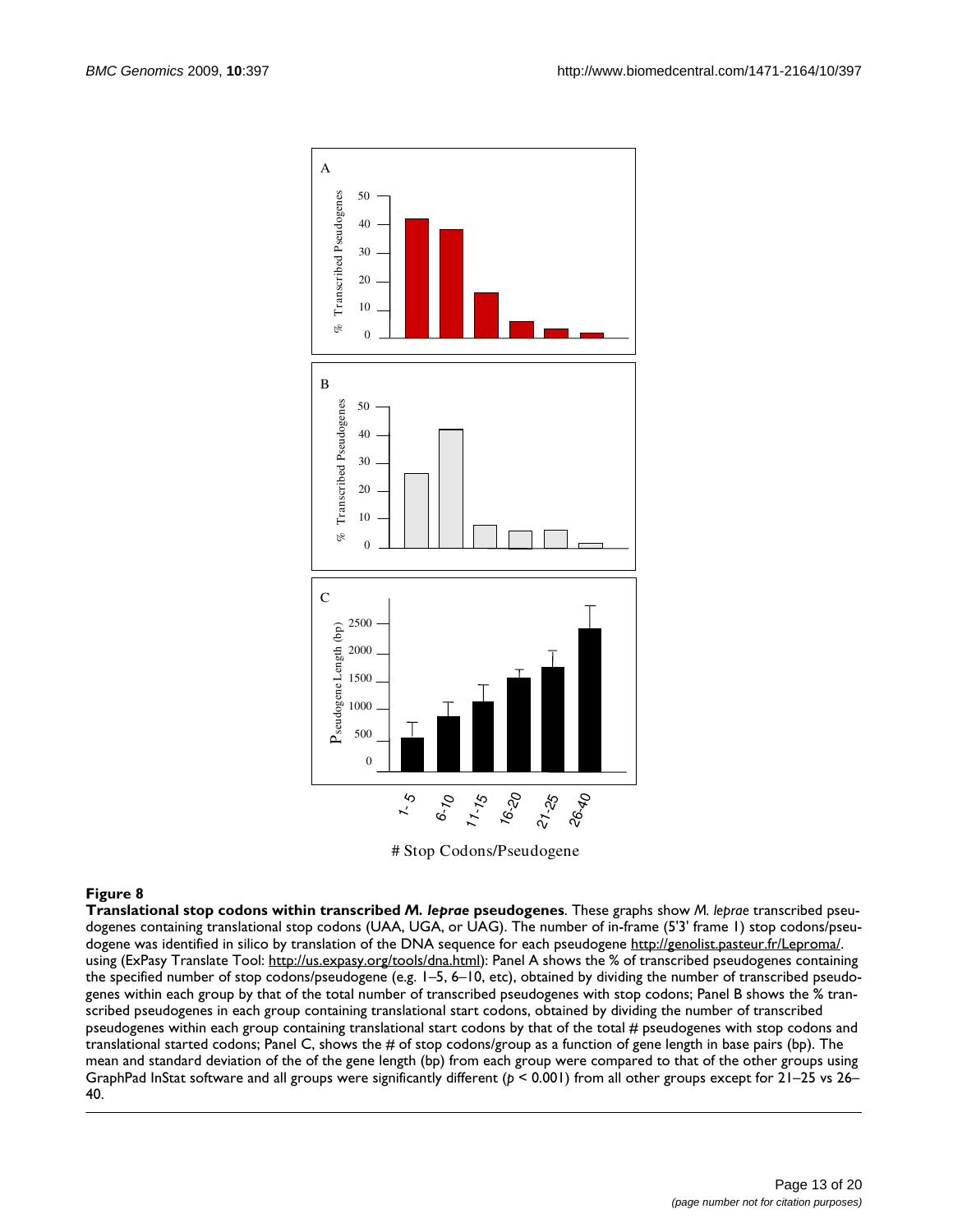## Figure 8

**Translational stop codons within transcribed *M. leprae* pseudogenes**. These graphs show *M. leprae* transcribed pseudogenes containing translational stop codons (UAA, UGA, or UAG). The number of in-frame (5'3' frame 1) stop codons/pseudogene was identified in silico by translation of the DNA sequence for each pseudogene http://genolist.pasteur.fr/Leproma/. using (ExPasy Translate Tool: http://us.expasy.org/tools/dna.html): Panel A shows the % of transcribed pseudogenes containing the specified number of stop codons/pseudogene (e.g. 1–5, 6–10, etc), obtained by dividing the number of transcribed pseudogenes within each group by that of the total number of transcribed pseudogenes with stop codons; Panel B shows the % transcribed pseudogenes in each group containing translational start codons, obtained by dividing the number of transcribed pseudogenes within each group containing translational start codons by that of the total # pseudogenes with stop codons and translational started codons; Panel C, shows the # of stop codons/group as a function of gene length in base pairs (bp). The mean and standard deviation of the of the gene length (bp) from each group were compared to that of the other groups using GraphPad InStat software and all groups were significantly different ($p < 0.001$) from all other groups except for 21–25 vs 26–40.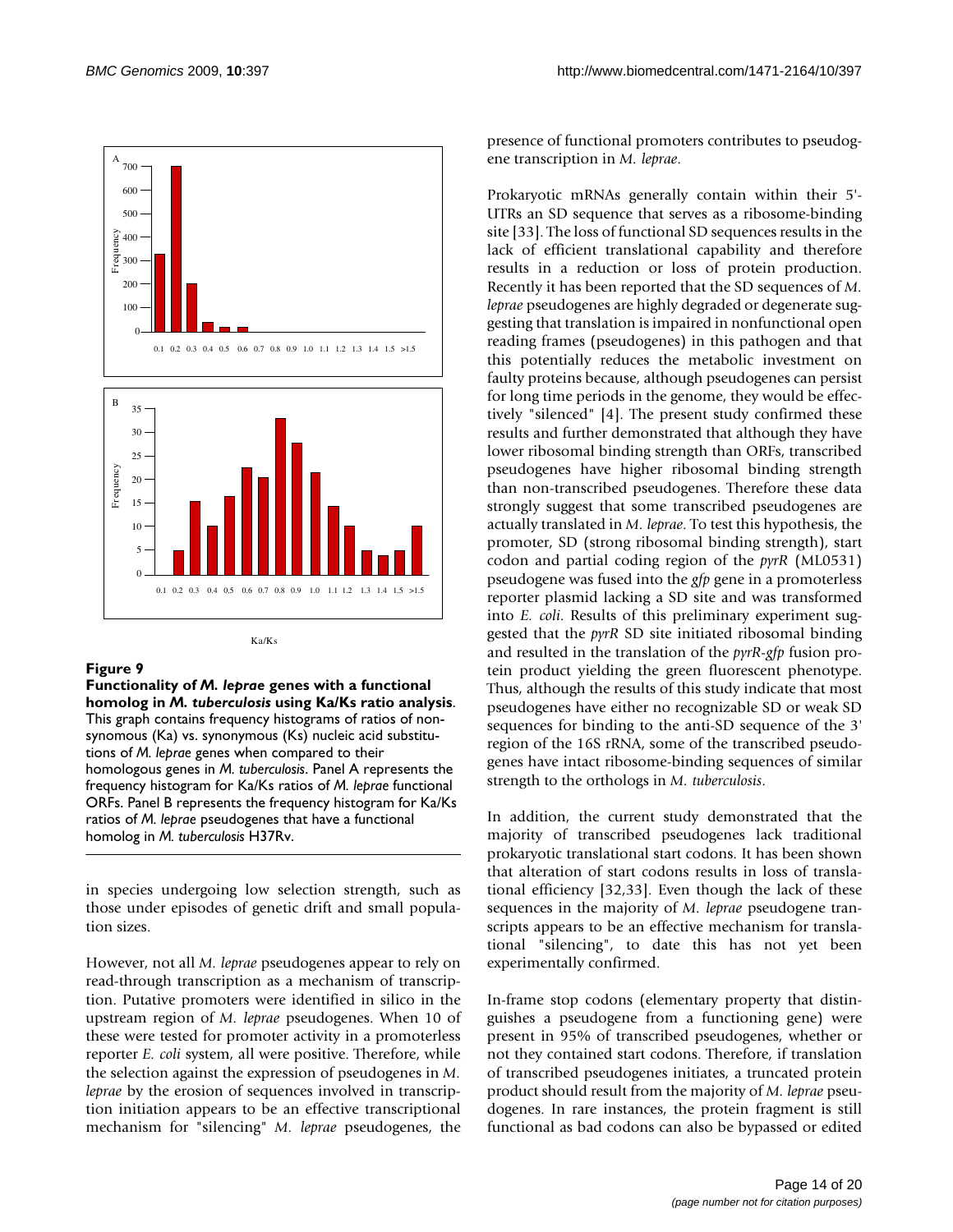A

700
600
500
400
300
200
100
0

Frequency

0.1 0.2 0.3 0.4 0.5 0.6 0.7 0.8 0.9 1.0 1.1 1.2 1.3 1.4 1.5 >1.5

B

35
30
25
20
15
10
5
0

Frequency

0.1 0.2 0.3 0.4 0.5 0.6 0.7 0.8 0.9 1.0 1.1 1.2 1.3 1.4 1.5 >1.5

Ka/Ks

**Figure 9**

**Functionality of *M. leprae* genes with a functional homolog in *M. tuberculosis* using Ka/Ks ratio analysis**. This graph contains frequency histograms of ratios of nonsynomous (Ka) vs. synonymous (Ks) nucleic acid substitutions of *M. leprae* genes when compared to their homologous genes in *M. tuberculosis*. Panel A represents the frequency histogram for Ka/Ks ratios of *M. leprae* functional ORFs. Panel B represents the frequency histogram for Ka/Ks ratios of *M. leprae* pseudogenes that have a functional homolog in *M. tuberculosis* H37Rv.

in species undergoing low selection strength, such as those under episodes of genetic drift and small population sizes.

However, not all *M. leprae* pseudogenes appear to rely on read-through transcription as a mechanism of transcription. Putative promoters were identified in silico in the upstream region of *M. leprae* pseudogenes. When 10 of these were tested for promoter activity in a promoterless reporter *E. coli* system, all were positive. Therefore, while the selection against the expression of pseudogenes in *M. leprae* by the erosion of sequences involved in transcription initiation appears to be an effective transcriptional mechanism for "silencing" *M. leprae* pseudogenes, the presence of functional promoters contributes to pseudogene transcription in *M. leprae*.

Prokaryotic mRNAs generally contain within their 5'-UTRs an SD sequence that serves as a ribosome-binding site [33]. The loss of functional SD sequences results in the lack of efficient translational capability and therefore results in a reduction or loss of protein production. Recently it has been reported that the SD sequences of *M. leprae* pseudogenes are highly degraded or degenerate suggesting that translation is impaired in nonfunctional open reading frames (pseudogenes) in this pathogen and that this potentially reduces the metabolic investment on faulty proteins because, although pseudogenes can persist for long time periods in the genome, they would be effectively "silenced" [4]. The present study confirmed these results and further demonstrated that although they have lower ribosomal binding strength than ORFs, transcribed pseudogenes have higher ribosomal binding strength than non-transcribed pseudogenes. Therefore these data strongly suggest that some transcribed pseudogenes are actually translated in *M. leprae*. To test this hypothesis, the promoter, SD (strong ribosomal binding strength), start codon and partial coding region of the *pyrR* (ML0531) pseudogene was fused into the *gfp* gene in a promoterless reporter plasmid lacking a SD site and was transformed into *E. coli*. Results of this preliminary experiment suggested that the *pyrR* SD site initiated ribosomal binding and resulted in the translation of the *pyrR-gfp* fusion protein product yielding the green fluorescent phenotype. Thus, although the results of this study indicate that most pseudogenes have either no recognizable SD or weak SD sequences for binding to the anti-SD sequence of the 3' region of the 16S rRNA, some of the transcribed pseudogenes have intact ribosome-binding sequences of similar strength to the orthologs in *M. tuberculosis*.

In addition, the current study demonstrated that the majority of transcribed pseudogenes lack traditional prokaryotic translational start codons. It has been shown that alteration of start codons results in loss of translational efficiency [32,33]. Even though the lack of these sequences in the majority of *M. leprae* pseudogene transcripts appears to be an effective mechanism for translational "silencing", to date this has not yet been experimentally confirmed.

In-frame stop codons (elementary property that distinguishes a pseudogene from a functioning gene) were present in 95% of transcribed pseudogenes, whether or not they contained start codons. Therefore, if translation of transcribed pseudogenes initiates, a truncated protein product should result from the majority of *M. leprae* pseudogenes. In rare instances, the protein fragment is still functional as bad codons can also be bypassed or edited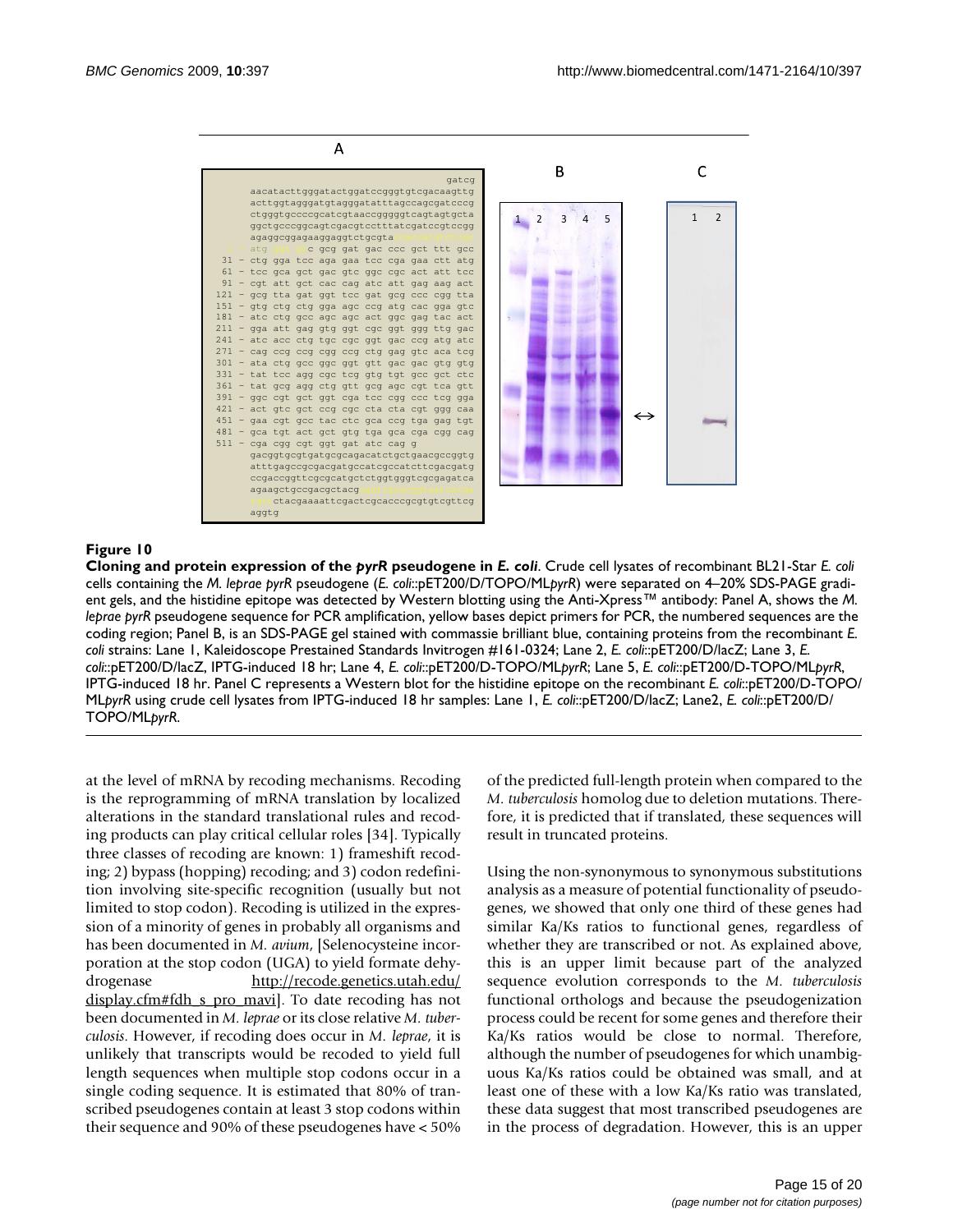**Figure 10**

**Cloning and protein expression of the *pyrR* pseudogene in *E. coli***. Crude cell lysates of recombinant BL21-Star *E. coli* cells containing the *M. leprae pyrR* pseudogene (*E. coli*::pET200/D/TOPO/ML*pyrR*) were separated on 4–20% SDS-PAGE gradient gels, and the histidine epitope was detected by Western blotting using the Anti-Xpress™ antibody: Panel A, shows the *M. leprae pyrR* pseudogene sequence for PCR amplification, yellow bases depict primers for PCR, the numbered sequences are the coding region; Panel B, is an SDS-PAGE gel stained with commassie brilliant blue, containing proteins from the recombinant *E. coli* strains: Lane 1, Kaleidoscope Prestained Standards Invitrogen #161-0324; Lane 2, *E. coli*::pET200/D/lacZ; Lane 3, *E. coli*::pET200/D/lacZ, IPTG-induced 18 hr; Lane 4, *E. coli*::pET200/D-TOPO/ML*pyrR*; Lane 5, *E. coli*::pET200/D-TOPO/ML*pyrR*, IPTG-induced 18 hr. Panel C represents a Western blot for the histidine epitope on the recombinant *E. coli*::pET200/D-TOPO/ML*pyrR* using crude cell lysates from IPTG-induced 18 hr samples: Lane 1, *E. coli*::pET200/D/lacZ; Lane2, *E. coli*::pET200/D/TOPO/ML*pyrR*.

at the level of mRNA by recoding mechanisms. Recoding is the reprogramming of mRNA translation by localized alterations in the standard translational rules and recoding products can play critical cellular roles [34]. Typically three classes of recoding are known: 1) frameshift recoding; 2) bypass (hopping) recoding; and 3) codon redefinition involving site-specific recognition (usually but not limited to stop codon). Recoding is utilized in the expression of a minority of genes in probably all organisms and has been documented in *M. avium*, [Selenocysteine incorporation at the stop codon (UGA) to yield formate dehydrogenase http://recode.genetics.utah.edu/display.cfm#fdh_s_pro_mavi]. To date recoding has not been documented in *M. leprae* or its close relative *M. tuberculosis*. However, if recoding does occur in *M. leprae*, it is unlikely that transcripts would be recoded to yield full length sequences when multiple stop codons occur in a single coding sequence. It is estimated that 80% of transcribed pseudogenes contain at least 3 stop codons within their sequence and 90% of these pseudogenes have < 50% of the predicted full-length protein when compared to the *M. tuberculosis* homolog due to deletion mutations. Therefore, it is predicted that if translated, these sequences will result in truncated proteins.

Using the non-synonymous to synonymous substitutions analysis as a measure of potential functionality of pseudogenes, we showed that only one third of these genes had similar Ka/Ks ratios to functional genes, regardless of whether they are transcribed or not. As explained above, this is an upper limit because part of the analyzed sequence evolution corresponds to the *M. tuberculosis* functional orthologs and because the pseudogenization process could be recent for some genes and therefore their Ka/Ks ratios would be close to normal. Therefore, although the number of pseudogenes for which unambiguous Ka/Ks ratios could be obtained was small, and at least one of these with a low Ka/Ks ratio was translated, these data suggest that most transcribed pseudogenes are in the process of degradation. However, this is an upper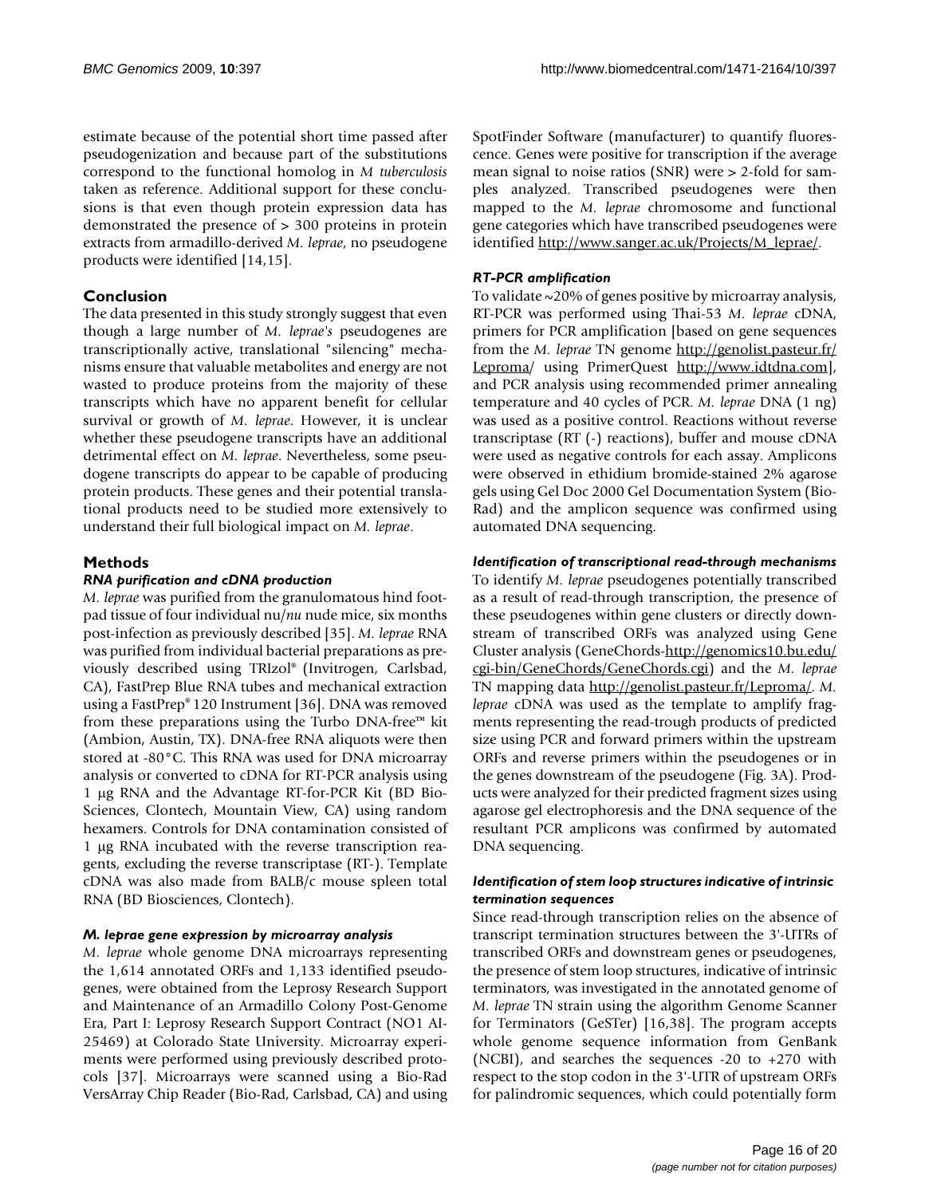estimate because of the potential short time passed after pseudogenization and because part of the substitutions correspond to the functional homolog in *M tuberculosis* taken as reference. Additional support for these conclusions is that even though protein expression data has demonstrated the presence of > 300 proteins in protein extracts from armadillo-derived *M. leprae*, no pseudogene products were identified [14,15].

## Conclusion

The data presented in this study strongly suggest that even though a large number of *M. leprae's* pseudogenes are transcriptionally active, translational "silencing" mechanisms ensure that valuable metabolites and energy are not wasted to produce proteins from the majority of these transcripts which have no apparent benefit for cellular survival or growth of *M. leprae*. However, it is unclear whether these pseudogene transcripts have an additional detrimental effect on *M. leprae*. Nevertheless, some pseudogene transcripts do appear to be capable of producing protein products. These genes and their potential translational products need to be studied more extensively to understand their full biological impact on *M. leprae*.

## Methods

### RNA purification and cDNA production

*M. leprae* was purified from the granulomatous hind footpad tissue of four individual nu/*nu* nude mice, six months post-infection as previously described [35]. *M. leprae* RNA was purified from individual bacterial preparations as previously described using TRIzol® (Invitrogen, Carlsbad, CA), FastPrep Blue RNA tubes and mechanical extraction using a FastPrep® 120 Instrument [36]. DNA was removed from these preparations using the Turbo DNA-free™ kit (Ambion, Austin, TX). DNA-free RNA aliquots were then stored at -80°C. This RNA was used for DNA microarray analysis or converted to cDNA for RT-PCR analysis using 1 μg RNA and the Advantage RT-for-PCR Kit (BD Bio-Sciences, Clontech, Mountain View, CA) using random hexamers. Controls for DNA contamination consisted of 1 μg RNA incubated with the reverse transcription reagents, excluding the reverse transcriptase (RT-). Template cDNA was also made from BALB/c mouse spleen total RNA (BD Biosciences, Clontech).

### *M. leprae* gene expression by microarray analysis

*M. leprae* whole genome DNA microarrays representing the 1,614 annotated ORFs and 1,133 identified pseudogenes, were obtained from the Leprosy Research Support and Maintenance of an Armadillo Colony Post-Genome Era, Part I: Leprosy Research Support Contract (NO1 AI-25469) at Colorado State University. Microarray experiments were performed using previously described protocols [37]. Microarrays were scanned using a Bio-Rad VersArray Chip Reader (Bio-Rad, Carlsbad, CA) and using SpotFinder Software (manufacturer) to quantify fluorescence. Genes were positive for transcription if the average mean signal to noise ratios (SNR) were > 2-fold for samples analyzed. Transcribed pseudogenes were then mapped to the *M. leprae* chromosome and functional gene categories which have transcribed pseudogenes were identified http://www.sanger.ac.uk/Projects/M_leprae/.

### RT-PCR amplification

To validate ~20% of genes positive by microarray analysis, RT-PCR was performed using Thai-53 *M. leprae* cDNA, primers for PCR amplification [based on gene sequences from the *M. leprae* TN genome http://genolist.pasteur.fr/Leproma/ using PrimerQuest http://www.idtdna.com], and PCR analysis using recommended primer annealing temperature and 40 cycles of PCR. *M. leprae* DNA (1 ng) was used as a positive control. Reactions without reverse transcriptase (RT (-) reactions), buffer and mouse cDNA were used as negative controls for each assay. Amplicons were observed in ethidium bromide-stained 2% agarose gels using Gel Doc 2000 Gel Documentation System (Bio-Rad) and the amplicon sequence was confirmed using automated DNA sequencing.

### Identification of transcriptional read-through mechanisms

To identify *M. leprae* pseudogenes potentially transcribed as a result of read-through transcription, the presence of these pseudogenes within gene clusters or directly downstream of transcribed ORFs was analyzed using Gene Cluster analysis (GeneChords-http://genomics10.bu.edu/cgi-bin/GeneChords/GeneChords.cgi) and the *M. leprae* TN mapping data http://genolist.pasteur.fr/Leproma/. *M. leprae* cDNA was used as the template to amplify fragments representing the read-trough products of predicted size using PCR and forward primers within the upstream ORFs and reverse primers within the pseudogenes or in the genes downstream of the pseudogene (Fig. 3A). Products were analyzed for their predicted fragment sizes using agarose gel electrophoresis and the DNA sequence of the resultant PCR amplicons was confirmed by automated DNA sequencing.

### Identification of stem loop structures indicative of intrinsic termination sequences

Since read-through transcription relies on the absence of transcript termination structures between the 3'-UTRs of transcribed ORFs and downstream genes or pseudogenes, the presence of stem loop structures, indicative of intrinsic terminators, was investigated in the annotated genome of *M. leprae* TN strain using the algorithm Genome Scanner for Terminators (GeSTer) [16,38]. The program accepts whole genome sequence information from GenBank (NCBI), and searches the sequences -20 to +270 with respect to the stop codon in the 3'-UTR of upstream ORFs for palindromic sequences, which could potentially form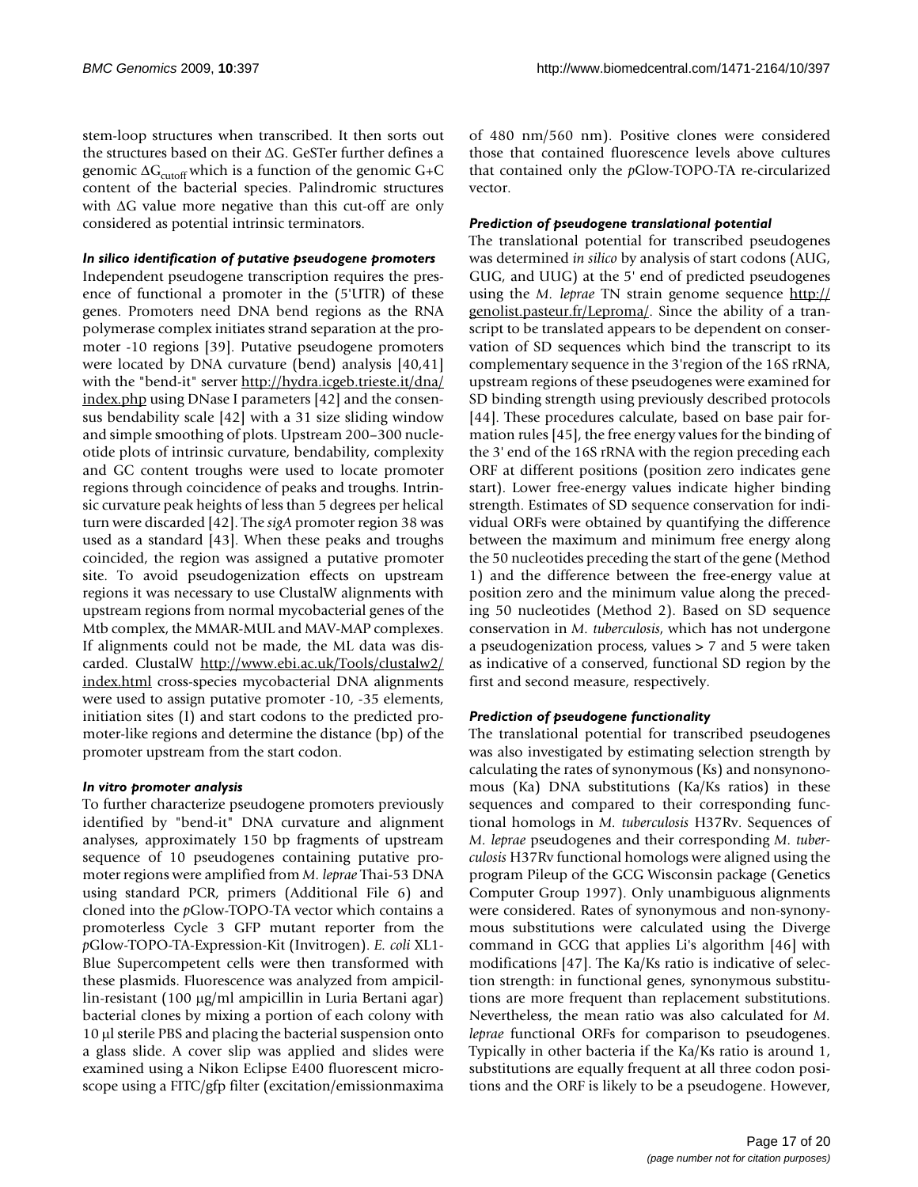stem-loop structures when transcribed. It then sorts out the structures based on their ΔG. GeSTer further defines a genomic $\Delta G_{cutoff}$ which is a function of the genomic G+C content of the bacterial species. Palindromic structures with ΔG value more negative than this cut-off are only considered as potential intrinsic terminators.

### *In silico identification of putative pseudogene promoters*

Independent pseudogene transcription requires the presence of functional a promoter in the (5'UTR) of these genes. Promoters need DNA bend regions as the RNA polymerase complex initiates strand separation at the promoter -10 regions [39]. Putative pseudogene promoters were located by DNA curvature (bend) analysis [40,41] with the "bend-it" server http://hydra.icgeb.trieste.it/dna/index.php using DNase I parameters [42] and the consensus bendability scale [42] with a 31 size sliding window and simple smoothing of plots. Upstream 200–300 nucleotide plots of intrinsic curvature, bendability, complexity and GC content troughs were used to locate promoter regions through coincidence of peaks and troughs. Intrinsic curvature peak heights of less than 5 degrees per helical turn were discarded [42]. The *sigA* promoter region 38 was used as a standard [43]. When these peaks and troughs coincided, the region was assigned a putative promoter site. To avoid pseudogenization effects on upstream regions it was necessary to use ClustalW alignments with upstream regions from normal mycobacterial genes of the Mtb complex, the MMAR-MUL and MAV-MAP complexes. If alignments could not be made, the ML data was discarded. ClustalW http://www.ebi.ac.uk/Tools/clustalw2/index.html cross-species mycobacterial DNA alignments were used to assign putative promoter -10, -35 elements, initiation sites (I) and start codons to the predicted promoter-like regions and determine the distance (bp) of the promoter upstream from the start codon.

### *In vitro promoter analysis*

To further characterize pseudogene promoters previously identified by "bend-it" DNA curvature and alignment analyses, approximately 150 bp fragments of upstream sequence of 10 pseudogenes containing putative promoter regions were amplified from *M. leprae* Thai-53 DNA using standard PCR, primers (Additional File 6) and cloned into the *p*Glow-TOPO-TA vector which contains a promoterless Cycle 3 GFP mutant reporter from the *p*Glow-TOPO-TA-Expression-Kit (Invitrogen). *E. coli* XL1-Blue Supercompetent cells were then transformed with these plasmids. Fluorescence was analyzed from ampicillin-resistant (100 μg/ml ampicillin in Luria Bertani agar) bacterial clones by mixing a portion of each colony with 10 μl sterile PBS and placing the bacterial suspension onto a glass slide. A cover slip was applied and slides were examined using a Nikon Eclipse E400 fluorescent microscope using a FITC/gfp filter (excitation/emissionmaxima of 480 nm/560 nm). Positive clones were considered those that contained fluorescence levels above cultures that contained only the *p*Glow-TOPO-TA re-circularized vector.

### *Prediction of pseudogene translational potential*

The translational potential for transcribed pseudogenes was determined *in silico* by analysis of start codons (AUG, GUG, and UUG) at the 5' end of predicted pseudogenes using the *M. leprae* TN strain genome sequence http://genolist.pasteur.fr/Leproma/. Since the ability of a transcript to be translated appears to be dependent on conservation of SD sequences which bind the transcript to its complementary sequence in the 3'region of the 16S rRNA, upstream regions of these pseudogenes were examined for SD binding strength using previously described protocols [44]. These procedures calculate, based on base pair formation rules [45], the free energy values for the binding of the 3' end of the 16S rRNA with the region preceding each ORF at different positions (position zero indicates gene start). Lower free-energy values indicate higher binding strength. Estimates of SD sequence conservation for individual ORFs were obtained by quantifying the difference between the maximum and minimum free energy along the 50 nucleotides preceding the start of the gene (Method 1) and the difference between the free-energy value at position zero and the minimum value along the preceding 50 nucleotides (Method 2). Based on SD sequence conservation in *M. tuberculosis*, which has not undergone a pseudogenization process, values > 7 and 5 were taken as indicative of a conserved, functional SD region by the first and second measure, respectively.

### *Prediction of pseudogene functionality*

The translational potential for transcribed pseudogenes was also investigated by estimating selection strength by calculating the rates of synonymous (Ks) and nonsynonomous (Ka) DNA substitutions (Ka/Ks ratios) in these sequences and compared to their corresponding functional homologs in *M. tuberculosis* H37Rv. Sequences of *M. leprae* pseudogenes and their corresponding *M. tuberculosis* H37Rv functional homologs were aligned using the program Pileup of the GCG Wisconsin package (Genetics Computer Group 1997). Only unambiguous alignments were considered. Rates of synonymous and non-synonymous substitutions were calculated using the Diverge command in GCG that applies Li's algorithm [46] with modifications [47]. The Ka/Ks ratio is indicative of selection strength: in functional genes, synonymous substitutions are more frequent than replacement substitutions. Nevertheless, the mean ratio was also calculated for *M. leprae* functional ORFs for comparison to pseudogenes. Typically in other bacteria if the Ka/Ks ratio is around 1, substitutions are equally frequent at all three codon positions and the ORF is likely to be a pseudogene. However,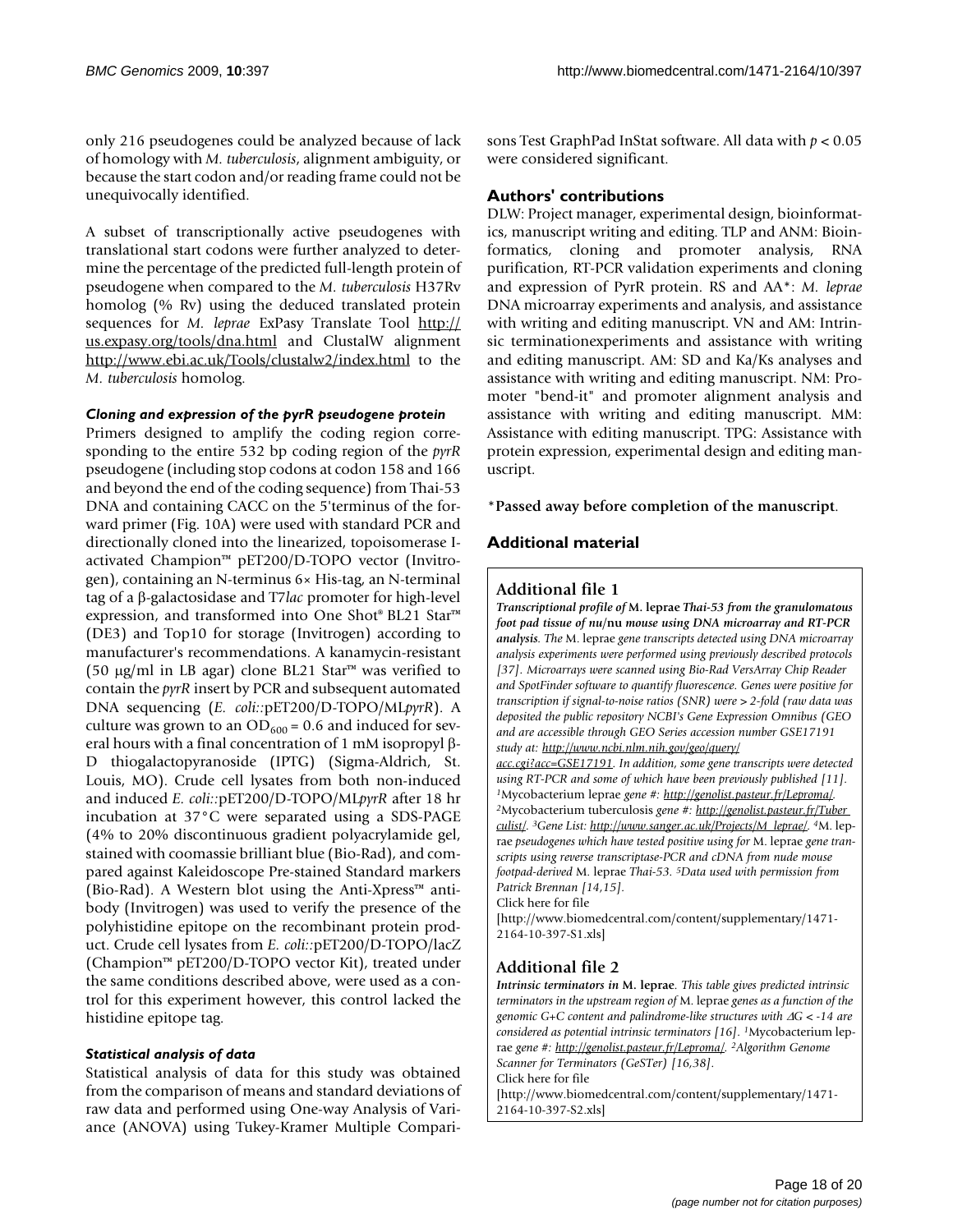only 216 pseudogenes could be analyzed because of lack of homology with *M. tuberculosis*, alignment ambiguity, or because the start codon and/or reading frame could not be unequivocally identified.

A subset of transcriptionally active pseudogenes with translational start codons were further analyzed to determine the percentage of the predicted full-length protein of pseudogene when compared to the *M. tuberculosis* H37Rv homolog (% Rv) using the deduced translated protein sequences for *M. leprae* ExPasy Translate Tool http://us.expasy.org/tools/dna.html and ClustalW alignment http://www.ebi.ac.uk/Tools/clustalw2/index.html to the *M. tuberculosis* homolog.

#### Cloning and expression of the pyrR pseudogene protein

Primers designed to amplify the coding region corresponding to the entire 532 bp coding region of the *pyrR* pseudogene (including stop codons at codon 158 and 166 and beyond the end of the coding sequence) from Thai-53 DNA and containing CACC on the 5'terminus of the forward primer (Fig. 10A) were used with standard PCR and directionally cloned into the linearized, topoisomerase I-activated Champion™ pET200/D-TOPO vector (Invitrogen), containing an N-terminus 6× His-tag, an N-terminal tag of a β-galactosidase and T7*lac* promoter for high-level expression, and transformed into One Shot® BL21 Star™ (DE3) and Top10 for storage (Invitrogen) according to manufacturer's recommendations. A kanamycin-resistant (50 μg/ml in LB agar) clone BL21 Star™ was verified to contain the *pyrR* insert by PCR and subsequent automated DNA sequencing (*E. coli::*pET200/D-TOPO/ML*pyrR*). A culture was grown to an $OD_{600}$ = 0.6 and induced for several hours with a final concentration of 1 mM isopropyl β-D thiogalactopyranoside (IPTG) (Sigma-Aldrich, St. Louis, MO). Crude cell lysates from both non-induced and induced *E. coli::*pET200/D-TOPO/ML*pyrR* after 18 hr incubation at 37°C were separated using a SDS-PAGE (4% to 20% discontinuous gradient polyacrylamide gel, stained with coomassie brilliant blue (Bio-Rad), and compared against Kaleidoscope Pre-stained Standard markers (Bio-Rad). A Western blot using the Anti-Xpress™ antibody (Invitrogen) was used to verify the presence of the polyhistidine epitope on the recombinant protein product. Crude cell lysates from *E. coli::*pET200/D-TOPO/lacZ (Champion™ pET200/D-TOPO vector Kit), treated under the same conditions described above, were used as a control for this experiment however, this control lacked the histidine epitope tag.

#### Statistical analysis of data

Statistical analysis of data for this study was obtained from the comparison of means and standard deviations of raw data and performed using One-way Analysis of Variance (ANOVA) using Tukey-Kramer Multiple Comparisons Test GraphPad InStat software. All data with $p < 0.05$ were considered significant.

## Authors' contributions

DLW: Project manager, experimental design, bioinformatics, manuscript writing and editing. TLP and ANM: Bioinformatics, cloning and promoter analysis, RNA purification, RT-PCR validation experiments and cloning and expression of PyrR protein. RS and AA*: *M. leprae* DNA microarray experiments and analysis, and assistance with writing and editing manuscript. VN and AM: Intrinsic terminationexperiments and assistance with writing and editing manuscript. AM: SD and Ka/Ks analyses and assistance with writing and editing manuscript. NM: Promoter "bend-it" and promoter alignment analysis and assistance with writing and editing manuscript. MM: Assistance with editing manuscript. TPG: Assistance with protein expression, experimental design and editing manuscript.

***Passed away before completion of the manuscript**.

## Additional material

### Additional file 1

***Transcriptional profile of* M. leprae *Thai-53 from the granulomatous foot pad tissue of nu/nu mouse using DNA microarray and RT-PCR analysis***. *The* M. leprae *gene transcripts detected using DNA microarray analysis experiments were performed using previously described protocols [37]. Microarrays were scanned using Bio-Rad VersArray Chip Reader and SpotFinder software to quantify fluorescence. Genes were positive for transcription if signal-to-noise ratios (SNR) were > 2-fold (raw data was deposited the public repository NCBI's Gene Expression Omnibus (GEO and are accessible through GEO Series accession number GSE17191 study at: http://www.ncbi.nlm.nih.gov/geo/query/acc.cgi?acc=GSE17191. In addition, some gene transcripts were detected using RT-PCR and some of which have been previously published [11].* [1]Mycobacterium leprae *gene #: http://genolist.pasteur.fr/Leproma/.* [2]Mycobacterium tuberculosis *gene #: http://genolist.pasteur.fr/Tuberculist/. [3]Gene List: http://www.sanger.ac.uk/Projects/M_leprae/. [4]*M. leprae *pseudogenes which have tested positive using for* M. leprae *gene transcripts using reverse transcriptase-PCR and cDNA from nude mouse footpad-derived* M. leprae *Thai-53. [5]Data used with permission from Patrick Brennan [14,15].*
Click here for file
[http://www.biomedcentral.com/content/supplementary/1471-2164-10-397-S1.xls]

### Additional file 2

***Intrinsic terminators in* M. leprae**. *This table gives predicted intrinsic terminators in the upstream region of* M. leprae *genes as a function of the genomic G+C content and palindrome-like structures with* $\Delta G < -14$ *are considered as potential intrinsic terminators [16].* [1]Mycobacterium leprae *gene #: http://genolist.pasteur.fr/Leproma/. [2]Algorithm Genome Scanner for Terminators (GeSTer) [16,38].*
Click here for file
[http://www.biomedcentral.com/content/supplementary/1471-2164-10-397-S2.xls]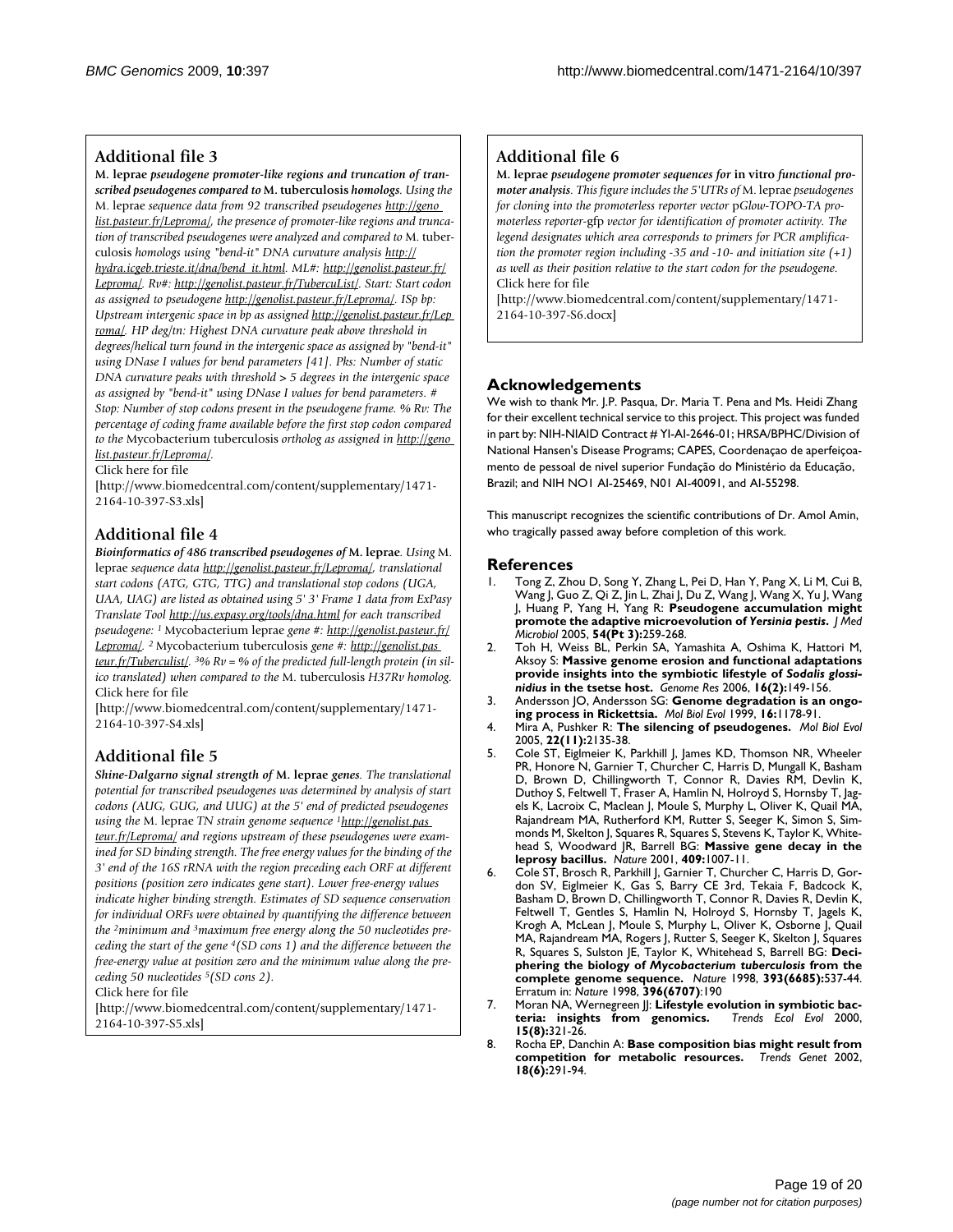## Additional file 3

***M. leprae** pseudogene promoter-like regions and truncation of transcribed pseudogenes compared to **M. tuberculosis** homologs.* *Using the* M. leprae *sequence data from 92 transcribed pseudogenes* http://genolist.pasteur.fr/Leproma/, *the presence of promoter-like regions and truncation of transcribed pseudogenes were analyzed and compared to* M. tuberculosis *homologs using "bend-it" DNA curvature analysis* http://hydra.icgeb.trieste.it/dna/bend_it.html. *ML#:* http://genolist.pasteur.fr/Leproma/. *Rv#:* http://genolist.pasteur.fr/TubercuList/. *Start: Start codon as assigned to pseudogene* http://genolist.pasteur.fr/Leproma/. *ISp bp: Upstream intergenic space in bp as assigned* http://genolist.pasteur.fr/Leproma/. *HP deg/tn: Highest DNA curvature peak above threshold in degrees/helical turn found in the intergenic space as assigned by "bend-it" using DNase I values for bend parameters [41]. Pks: Number of static DNA curvature peaks with threshold > 5 degrees in the intergenic space as assigned by "bend-it" using DNase I values for bend parameters. # Stop: Number of stop codons present in the pseudogene frame. % Rv: The percentage of coding frame available before the first stop codon compared to the* Mycobacterium tuberculosis *ortholog as assigned in* http://genolist.pasteur.fr/Leproma/.

Click here for file

[http://www.biomedcentral.com/content/supplementary/1471-2164-10-397-S3.xls]

## Additional file 4

***Bioinformatics of 486 transcribed pseudogenes of** M. leprae*. *Using* M. leprae *sequence data* http://genolist.pasteur.fr/Leproma/, *translational start codons (ATG, GTG, TTG) and translational stop codons (UGA, UAA, UAG) are listed as obtained using 5' 3' Frame 1 data from ExPasy Translate Tool* http://us.expasy.org/tools/dna.html *for each transcribed pseudogene:* [1] Mycobacterium leprae *gene #:* http://genolist.pasteur.fr/Leproma/. [2] Mycobacterium tuberculosis *gene #:* http://genolist.pasteur.fr/Tuberculist/. [3]*% Rv = % of the predicted full-length protein (in silico translated) when compared to the* M. tuberculosis *H37Rv homolog.*

Click here for file

[http://www.biomedcentral.com/content/supplementary/1471-2164-10-397-S4.xls]

## Additional file 5

***Shine-Dalgarno signal strength of** M. leprae **genes**. The translational potential for transcribed pseudogenes was determined by analysis of start codons (AUG, GUG, and UUG) at the 5' end of predicted pseudogenes using the* M. leprae *TN strain genome sequence* [1]http://genolist.pasteur.fr/Leproma/ *and regions upstream of these pseudogenes were examined for SD binding strength. The free energy values for the binding of the 3' end of the 16S rRNA with the region preceding each ORF at different positions (position zero indicates gene start). Lower free-energy values indicate higher binding strength. Estimates of SD sequence conservation for individual ORFs were obtained by quantifying the difference between the* [2]*minimum and* [3]*maximum free energy along the 50 nucleotides preceding the start of the gene* [4]*(SD cons 1) and the difference between the free-energy value at position zero and the minimum value along the preceding 50 nucleotides* [5]*(SD cons 2).*

Click here for file

[http://www.biomedcentral.com/content/supplementary/1471-2164-10-397-S5.xls]

## Additional file 6

***M. leprae** pseudogene promoter sequences for **in vitro** functional promoter analysis. This figure includes the 5'UTRs of* M. leprae *pseudogenes for cloning into the promoterless reporter vector* pGlow-TOPO-TA *promoterless reporter-*gfp *vector for identification of promoter activity. The legend designates which area corresponds to primers for PCR amplification the promoter region including -35 and -10- and initiation site (+1) as well as their position relative to the start codon for the pseudogene.*

Click here for file

[http://www.biomedcentral.com/content/supplementary/1471-2164-10-397-S6.docx]

## Acknowledgements

We wish to thank Mr. J.P. Pasqua, Dr. Maria T. Pena and Ms. Heidi Zhang for their excellent technical service to this project. This project was funded in part by: NIH-NIAID Contract # YI-AI-2646-01; HRSA/BPHC/Division of National Hansen's Disease Programs; CAPES, Coordenaçao de aperfeiçoamento de pessoal de nivel superior Fundação do Ministério da Educação, Brazil; and NIH NO1 AI-25469, N01 AI-40091, and AI-55298.

This manuscript recognizes the scientific contributions of Dr. Amol Amin, who tragically passed away before completion of this work.

## References

1. Tong Z, Zhou D, Song Y, Zhang L, Pei D, Han Y, Pang X, Li M, Cui B, Wang J, Guo Z, Qi Z, Jin L, Zhai J, Du Z, Wang J, Wang X, Yu J, Wang J, Huang P, Yang H, Yang R: **Pseudogene accumulation might promote the adaptive microevolution of *Yersinia pestis*.** *J Med Microbiol* 2005, **54(Pt 3):**259-268.
2. Toh H, Weiss BL, Perkin SA, Yamashita A, Oshima K, Hattori M, Aksoy S: **Massive genome erosion and functional adaptations provide insights into the symbiotic lifestyle of *Sodalis glossinidius* in the tsetse host.** *Genome Res* 2006, **16(2):**149-156.
3. Andersson JO, Andersson SG: **Genome degradation is an ongoing process in Rickettsia.** *Mol Biol Evol* 1999, **16:**1178-91.
4. Mira A, Pushker R: **The silencing of pseudogenes.** *Mol Biol Evol* 2005, **22(11):**2135-38.
5. Cole ST, Eiglmeier K, Parkhill J, James KD, Thomson NR, Wheeler PR, Honore N, Garnier T, Churcher C, Harris D, Mungall K, Basham D, Brown D, Chillingworth T, Connor R, Davies RM, Devlin K, Duthoy S, Feltwell T, Fraser A, Hamlin N, Holroyd S, Hornsby T, Jagels K, Lacroix C, Maclean J, Moule S, Murphy L, Oliver K, Quail MA, Rajandream MA, Rutherford KM, Rutter S, Seeger K, Simon S, Simmonds M, Skelton J, Squares R, Squares S, Stevens K, Taylor K, Whitehead S, Woodward JR, Barrell BG: **Massive gene decay in the leprosy bacillus.** *Nature* 2001, **409:**1007-11.
6. Cole ST, Brosch R, Parkhill J, Garnier T, Churcher C, Harris D, Gordon SV, Eiglmeier K, Gas S, Barry CE 3rd, Tekaia F, Badcock K, Basham D, Brown D, Chillingworth T, Connor R, Davies R, Devlin K, Feltwell T, Gentles S, Hamlin N, Holroyd S, Hornsby T, Jagels K, Krogh A, McLean J, Moule S, Murphy L, Oliver K, Osborne J, Quail MA, Rajandream MA, Rogers J, Rutter S, Seeger K, Skelton J, Squares R, Squares S, Sulston JE, Taylor K, Whitehead S, Barrell BG: **Deciphering the biology of *Mycobacterium tuberculosis* from the complete genome sequence.** *Nature* 1998, **393(6685):**537-44. Erratum in: *Nature* 1998, **396(6707)**:190
7. Moran NA, Wernegreen JJ: **Lifestyle evolution in symbiotic bacteria: insights from genomics.** *Trends Ecol Evol* 2000, **15(8):**321-26.
8. Rocha EP, Danchin A: **Base composition bias might result from competition for metabolic resources.** *Trends Genet* 2002, **18(6):**291-94.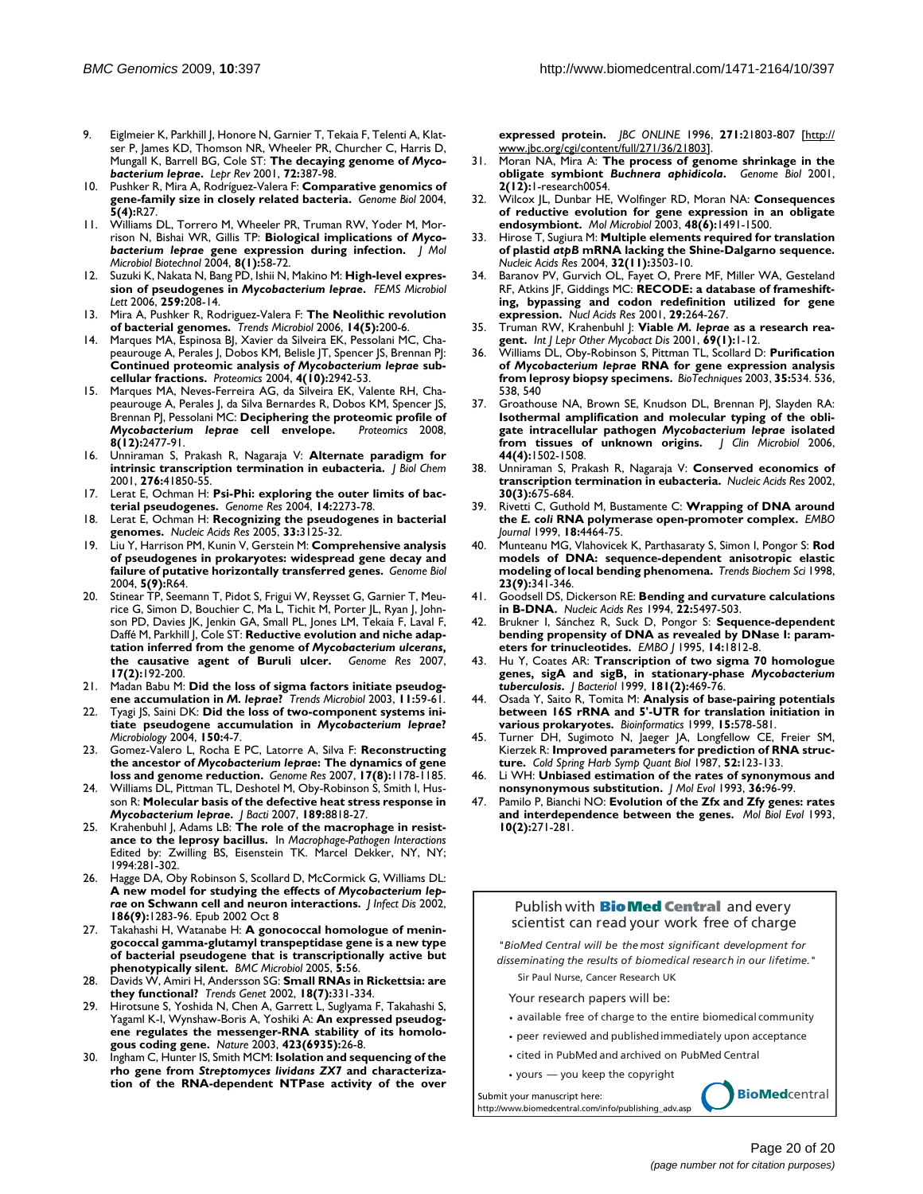9. Eiglmeier K, Parkhill J, Honore N, Garnier T, Tekaia F, Telenti A, Klatser P, James KD, Thomson NR, Wheeler PR, Churcher C, Harris D, Mungall K, Barrell BG, Cole ST: **The decaying genome of *Mycobacterium leprae*.** *Lepr Rev* 2001, **72:**387-98.
10. Pushker R, Mira A, Rodríguez-Valera F: **Comparative genomics of gene-family size in closely related bacteria.** *Genome Biol* 2004, **5(4):**R27.
11. Williams DL, Torrero M, Wheeler PR, Truman RW, Yoder M, Morrison N, Bishai WR, Gillis TP: **Biological implications of *Mycobacterium leprae* gene expression during infection.** *J Mol Microbiol Biotechnol* 2004, **8(1):**58-72.
12. Suzuki K, Nakata N, Bang PD, Ishii N, Makino M: **High-level expression of pseudogenes in *Mycobacterium leprae*.** *FEMS Microbiol Lett* 2006, **259:**208-14.
13. Mira A, Pushker R, Rodriguez-Valera F: **The Neolithic revolution of bacterial genomes.** *Trends Microbiol* 2006, **14(5):**200-6.
14. Marques MA, Espinosa BJ, Xavier da Silveira EK, Pessolani MC, Chapeaurouge A, Perales J, Dobos KM, Belisle JT, Spencer JS, Brennan PJ: **Continued proteomic analysis of *Mycobacterium leprae* subcellular fractions.** *Proteomics* 2004, **4(10):**2942-53.
15. Marques MA, Neves-Ferreira AG, da Silveira EK, Valente RH, Chapeaurouge A, Perales J, da Silva Bernardes R, Dobos KM, Spencer JS, Brennan PJ, Pessolani MC: **Deciphering the proteomic profile of *Mycobacterium leprae* cell envelope.** *Proteomics* 2008, **8(12):**2477-91.
16. Unniraman S, Prakash R, Nagaraja V: **Alternate paradigm for intrinsic transcription termination in eubacteria.** *J Biol Chem* 2001, **276:**41850-55.
17. Lerat E, Ochman H: **Psi-Phi: exploring the outer limits of bacterial pseudogenes.** *Genome Res* 2004, **14:**2273-78.
18. Lerat E, Ochman H: **Recognizing the pseudogenes in bacterial genomes.** *Nucleic Acids Res* 2005, **33:**3125-32.
19. Liu Y, Harrison PM, Kunin V, Gerstein M: **Comprehensive analysis of pseudogenes in prokaryotes: widespread gene decay and failure of putative horizontally transferred genes.** *Genome Biol* 2004, **5(9):**R64.
20. Stinear TP, Seemann T, Pidot S, Frigui W, Reysset G, Garnier T, Meurice G, Simon D, Bouchier C, Ma L, Tichit M, Porter JL, Ryan J, Johnson PD, Davies JK, Jenkin GA, Small PL, Jones LM, Tekaia F, Laval F, Daffé M, Parkhill J, Cole ST: **Reductive evolution and niche adaptation inferred from the genome of *Mycobacterium ulcerans*, the causative agent of Buruli ulcer.** *Genome Res* 2007, **17(2):**192-200.
21. Madan Babu M: **Did the loss of sigma factors initiate pseudogene accumulation in *M. leprae*?** *Trends Microbiol* 2003, **11:**59-61.
22. Tyagi JS, Saini DK: **Did the loss of two-component systems initiate pseudogene accumulation in *Mycobacterium leprae*?** *Microbiology* 2004, **150:**4-7.
23. Gomez-Valero L, Rocha E PC, Latorre A, Silva F: **Reconstructing the ancestor of *Mycobacterium leprae*: The dynamics of gene loss and genome reduction.** *Genome Res* 2007, **17(8):**1178-1185.
24. Williams DL, Pittman TL, Deshotel M, Oby-Robinson S, Smith I, Husson R: **Molecular basis of the defective heat stress response in *Mycobacterium leprae*.** *J Bacti* 2007, **189:**8818-27.
25. Krahenbuhl J, Adams LB: **The role of the macrophage in resistance to the leprosy bacillus.** In *Macrophage-Pathogen Interactions* Edited by: Zwilling BS, Eisenstein TK. Marcel Dekker, NY, NY; 1994:281-302.
26. Hagge DA, Oby Robinson S, Scollard D, McCormick G, Williams DL: **A new model for studying the effects of *Mycobacterium leprae* on Schwann cell and neuron interactions.** *J Infect Dis* 2002, **186(9):**1283-96. Epub 2002 Oct 8
27. Takahashi H, Watanabe H: **A gonococcal homologue of meningococcal gamma-glutamyl transpeptidase gene is a new type of bacterial pseudogene that is transcriptionally active but phenotypically silent.** *BMC Microbiol* 2005, **5:**56.
28. Davids W, Amiri H, Andersson SG: **Small RNAs in Rickettsia: are they functional?** *Trends Genet* 2002, **18(7):**331-334.
29. Hirotsune S, Yoshida N, Chen A, Garrett L, Suglyama F, Takahashi S, Yagaml K-I, Wynshaw-Boris A, Yoshiki A: **An expressed pseudogene regulates the messenger-RNA stability of its homologous coding gene.** *Nature* 2003, **423(6935):**26-8.
30. Ingham C, Hunter IS, Smith MCM: **Isolation and sequencing of the rho gene from *Streptomyces lividans ZX7* and characterization of the RNA-dependent NTPase activity of the over expressed protein.** *JBC ONLINE* 1996, **271:**21803-807 [http://www.jbc.org/cgi/content/full/271/36/21803].
31. Moran NA, Mira A: **The process of genome shrinkage in the obligate symbiont *Buchnera aphidicola*.** *Genome Biol* 2001, **2(12):**1-research0054.
32. Wilcox JL, Dunbar HE, Wolfinger RD, Moran NA: **Consequences of reductive evolution for gene expression in an obligate endosymbiont.** *Mol Microbiol* 2003, **48(6):**1491-1500.
33. Hirose T, Sugiura M: **Multiple elements required for translation of plastid *atpB* mRNA lacking the Shine-Dalgarno sequence.** *Nucleic Acids Res* 2004, **32(11):**3503-10.
34. Baranov PV, Gurvich OL, Fayet O, Prere MF, Miller WA, Gesteland RF, Atkins JF, Giddings MC: **RECODE: a database of frameshifting, bypassing and codon redefinition utilized for gene expression.** *Nucl Acids Res* 2001, **29:**264-267.
35. Truman RW, Krahenbuhl J: **Viable *M. leprae* as a research reagent.** *Int J Lepr Other Mycobact Dis* 2001, **69(1):**1-12.
36. Williams DL, Oby-Robinson S, Pittman TL, Scollard D: **Purification of *Mycobacterium leprae* RNA for gene expression analysis from leprosy biopsy specimens.** *BioTechniques* 2003, **35:**534. 536, 538, 540
37. Groathouse NA, Brown SE, Knudson DL, Brennan PJ, Slayden RA: **Isothermal amplification and molecular typing of the obligate intracellular pathogen *Mycobacterium leprae* isolated from tissues of unknown origins.** *J Clin Microbiol* 2006, **44(4):**1502-1508.
38. Unniraman S, Prakash R, Nagaraja V: **Conserved economics of transcription termination in eubacteria.** *Nucleic Acids Res* 2002, **30(3):**675-684.
39. Rivetti C, Guthold M, Bustamente C: **Wrapping of DNA around the *E. coli* RNA polymerase open-promoter complex.** *EMBO Journal* 1999, **18:**4464-75.
40. Munteanu MG, Vlahovicek K, Parthasaraty S, Simon I, Pongor S: **Rod models of DNA: sequence-dependent anisotropic elastic modeling of local bending phenomena.** *Trends Biochem Sci* 1998, **23(9):**341-346.
41. Goodsell DS, Dickerson RE: **Bending and curvature calculations in B-DNA.** *Nucleic Acids Res* 1994, **22:**5497-503.
42. Brukner I, Sánchez R, Suck D, Pongor S: **Sequence-dependent bending propensity of DNA as revealed by DNase I: parameters for trinucleotides.** *EMBO J* 1995, **14:**1812-8.
43. Hu Y, Coates AR: **Transcription of two sigma 70 homologue genes, sigA and sigB, in stationary-phase *Mycobacterium tuberculosis*.** *J Bacteriol* 1999, **181(2):**469-76.
44. Osada Y, Saito R, Tomita M: **Analysis of base-pairing potentials between 16S rRNA and 5'-UTR for translation initiation in various prokaryotes.** *Bioinformatics* 1999, **15:**578-581.
45. Turner DH, Sugimoto N, Jaeger JA, Longfellow CE, Freier SM, Kierzek R: **Improved parameters for prediction of RNA structure.** *Cold Spring Harb Symp Quant Biol* 1987, **52:**123-133.
46. Li WH: **Unbiased estimation of the rates of synonymous and nonsynonymous substitution.** *J Mol Evol* 1993, **36:**96-99.
47. Pamilo P, Bianchi NO: **Evolution of the Zfx and Zfy genes: rates and interdependence between the genes.** *Mol Biol Evol* 1993, **10(2):**271-281.

Publish with **BioMed Central** and every scientist can read your work free of charge

*"BioMed Central will be the most significant development for disseminating the results of biomedical research in our lifetime."*
Sir Paul Nurse, Cancer Research UK

Your research papers will be:

- available free of charge to the entire biomedical community
- peer reviewed and published immediately upon acceptance
- cited in PubMed and archived on PubMed Central
- yours — you keep the copyright

Submit your manuscript here:
http://www.biomedcentral.com/info/publishing_adv.asp

BioMedcentral